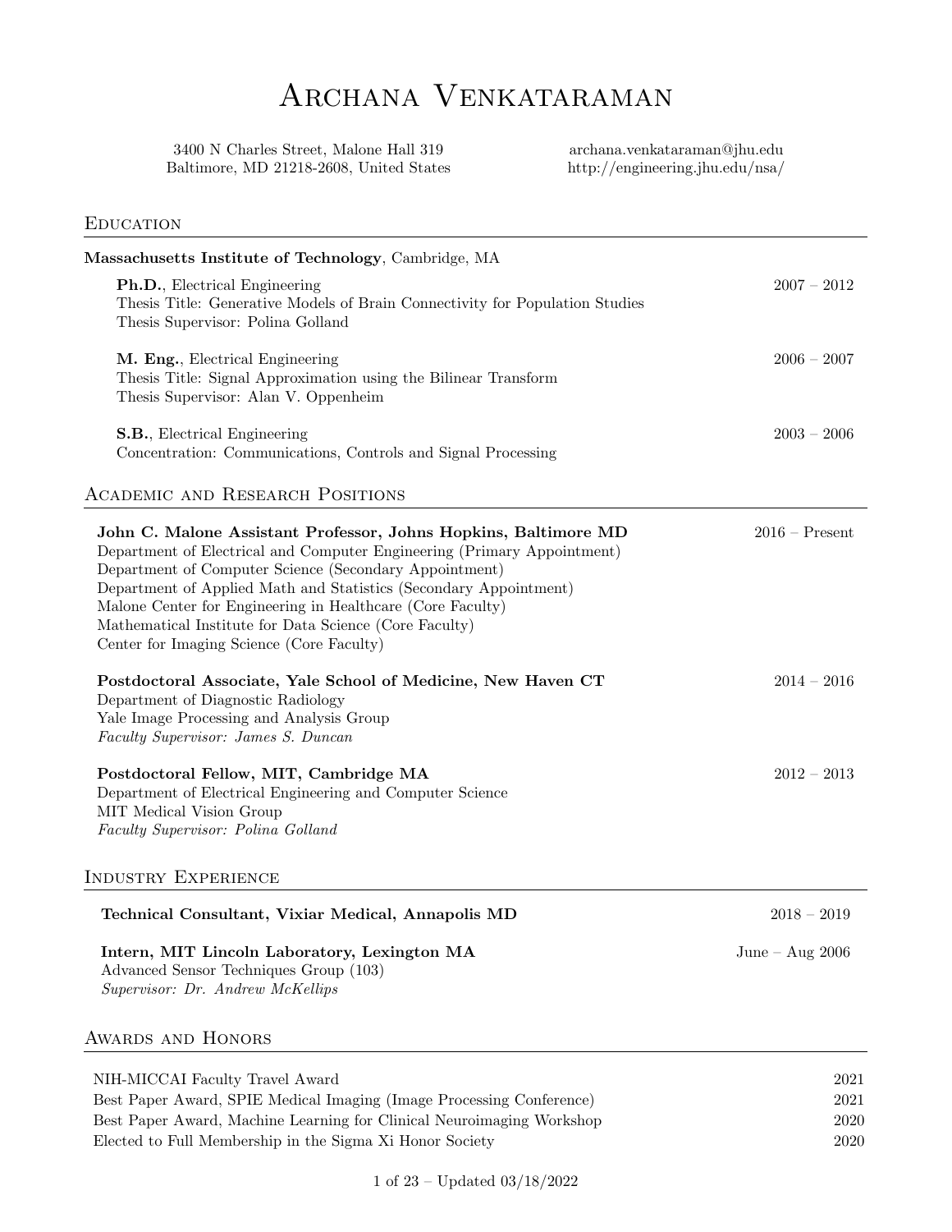# Archana Venkataraman

3400 N Charles Street, Malone Hall 319
Baltimore, MD 21218-2608, United States

archana.venkataraman@jhu.edu
http://engineering.jhu.edu/nsa/

## Education

**Massachusetts Institute of Technology**, Cambridge, MA

**Ph.D.**, Electrical Engineering — 2007 – 2012
Thesis Title: Generative Models of Brain Connectivity for Population Studies
Thesis Supervisor: Polina Golland

**M. Eng.**, Electrical Engineering — 2006 – 2007
Thesis Title: Signal Approximation using the Bilinear Transform
Thesis Supervisor: Alan V. Oppenheim

**S.B.**, Electrical Engineering — 2003 – 2006
Concentration: Communications, Controls and Signal Processing

## Academic and Research Positions

**John C. Malone Assistant Professor, Johns Hopkins, Baltimore MD** — 2016 – Present
Department of Electrical and Computer Engineering (Primary Appointment)
Department of Computer Science (Secondary Appointment)
Department of Applied Math and Statistics (Secondary Appointment)
Malone Center for Engineering in Healthcare (Core Faculty)
Mathematical Institute for Data Science (Core Faculty)
Center for Imaging Science (Core Faculty)

**Postdoctoral Associate, Yale School of Medicine, New Haven CT** — 2014 – 2016
Department of Diagnostic Radiology
Yale Image Processing and Analysis Group
*Faculty Supervisor: James S. Duncan*

**Postdoctoral Fellow, MIT, Cambridge MA** — 2012 – 2013
Department of Electrical Engineering and Computer Science
MIT Medical Vision Group
*Faculty Supervisor: Polina Golland*

## Industry Experience

**Technical Consultant, Vixiar Medical, Annapolis MD** — 2018 – 2019

**Intern, MIT Lincoln Laboratory, Lexington MA** — June – Aug 2006
Advanced Sensor Techniques Group (103)
*Supervisor: Dr. Andrew McKellips*

## Awards and Honors

| Award | Year |
|---|---|
| NIH-MICCAI Faculty Travel Award | 2021 |
| Best Paper Award, SPIE Medical Imaging (Image Processing Conference) | 2021 |
| Best Paper Award, Machine Learning for Clinical Neuroimaging Workshop | 2020 |
| Elected to Full Membership in the Sigma Xi Honor Society | 2020 |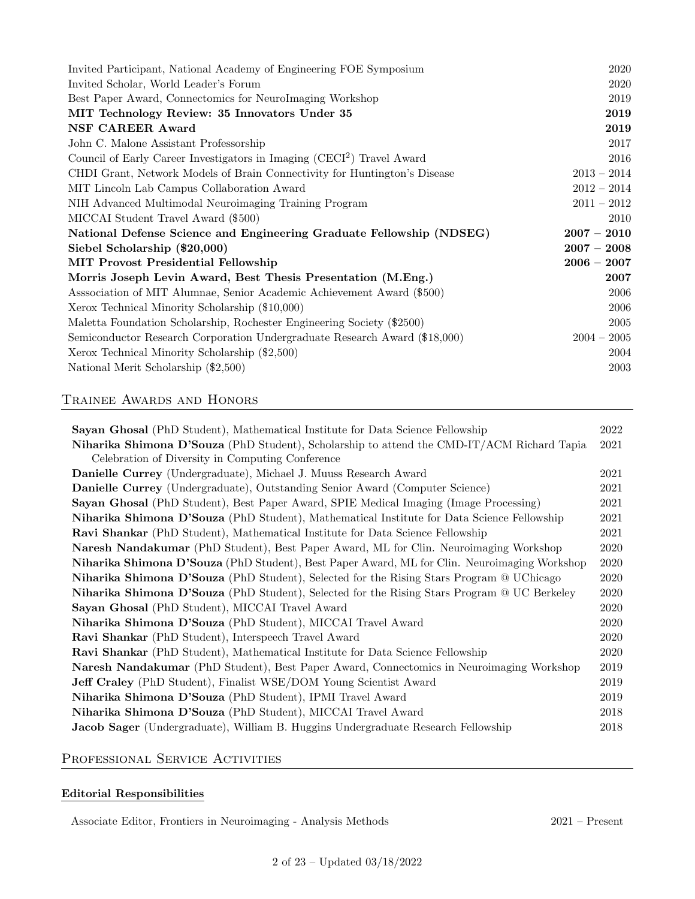| | |
|---|---|
| Invited Participant, National Academy of Engineering FOE Symposium | 2020 |
| Invited Scholar, World Leader's Forum | 2020 |
| Best Paper Award, Connectomics for NeuroImaging Workshop | 2019 |
| **MIT Technology Review: 35 Innovators Under 35** | **2019** |
| **NSF CAREER Award** | **2019** |
| John C. Malone Assistant Professorship | 2017 |
| Council of Early Career Investigators in Imaging ($CECI^2$) Travel Award | 2016 |
| CHDI Grant, Network Models of Brain Connectivity for Huntington's Disease | 2013 – 2014 |
| MIT Lincoln Lab Campus Collaboration Award | 2012 – 2014 |
| NIH Advanced Multimodal Neuroimaging Training Program | 2011 – 2012 |
| MICCAI Student Travel Award ($500) | 2010 |
| **National Defense Science and Engineering Graduate Fellowship (NDSEG)** | **2007 – 2010** |
| **Siebel Scholarship ($20,000)** | **2007 – 2008** |
| **MIT Provost Presidential Fellowship** | **2006 – 2007** |
| **Morris Joseph Levin Award, Best Thesis Presentation (M.Eng.)** | **2007** |
| Asssociation of MIT Alumnae, Senior Academic Achievement Award ($500) | 2006 |
| Xerox Technical Minority Scholarship ($10,000) | 2006 |
| Maletta Foundation Scholarship, Rochester Engineering Society ($2500) | 2005 |
| Semiconductor Research Corporation Undergraduate Research Award ($18,000) | 2004 – 2005 |
| Xerox Technical Minority Scholarship ($2,500) | 2004 |
| National Merit Scholarship ($2,500) | 2003 |

## Trainee Awards and Honors

| | |
|---|---|
| **Sayan Ghosal** (PhD Student), Mathematical Institute for Data Science Fellowship | 2022 |
| **Niharika Shimona D'Souza** (PhD Student), Scholarship to attend the CMD-IT/ACM Richard Tapia Celebration of Diversity in Computing Conference | 2021 |
| **Danielle Currey** (Undergraduate), Michael J. Muuss Research Award | 2021 |
| **Danielle Currey** (Undergraduate), Outstanding Senior Award (Computer Science) | 2021 |
| **Sayan Ghosal** (PhD Student), Best Paper Award, SPIE Medical Imaging (Image Processing) | 2021 |
| **Niharika Shimona D'Souza** (PhD Student), Mathematical Institute for Data Science Fellowship | 2021 |
| **Ravi Shankar** (PhD Student), Mathematical Institute for Data Science Fellowship | 2021 |
| **Naresh Nandakumar** (PhD Student), Best Paper Award, ML for Clin. Neuroimaging Workshop | 2020 |
| **Niharika Shimona D'Souza** (PhD Student), Best Paper Award, ML for Clin. Neuroimaging Workshop | 2020 |
| **Niharika Shimona D'Souza** (PhD Student), Selected for the Rising Stars Program @ UChicago | 2020 |
| **Niharika Shimona D'Souza** (PhD Student), Selected for the Rising Stars Program @ UC Berkeley | 2020 |
| **Sayan Ghosal** (PhD Student), MICCAI Travel Award | 2020 |
| **Niharika Shimona D'Souza** (PhD Student), MICCAI Travel Award | 2020 |
| **Ravi Shankar** (PhD Student), Interspeech Travel Award | 2020 |
| **Ravi Shankar** (PhD Student), Mathematical Institute for Data Science Fellowship | 2020 |
| **Naresh Nandakumar** (PhD Student), Best Paper Award, Connectomics in Neuroimaging Workshop | 2019 |
| **Jeff Craley** (PhD Student), Finalist WSE/DOM Young Scientist Award | 2019 |
| **Niharika Shimona D'Souza** (PhD Student), IPMI Travel Award | 2019 |
| **Niharika Shimona D'Souza** (PhD Student), MICCAI Travel Award | 2018 |
| **Jacob Sager** (Undergraduate), William B. Huggins Undergraduate Research Fellowship | 2018 |

## Professional Service Activities

### Editorial Responsibilities

| | |
|---|---|
| Associate Editor, Frontiers in Neuroimaging - Analysis Methods | 2021 – Present |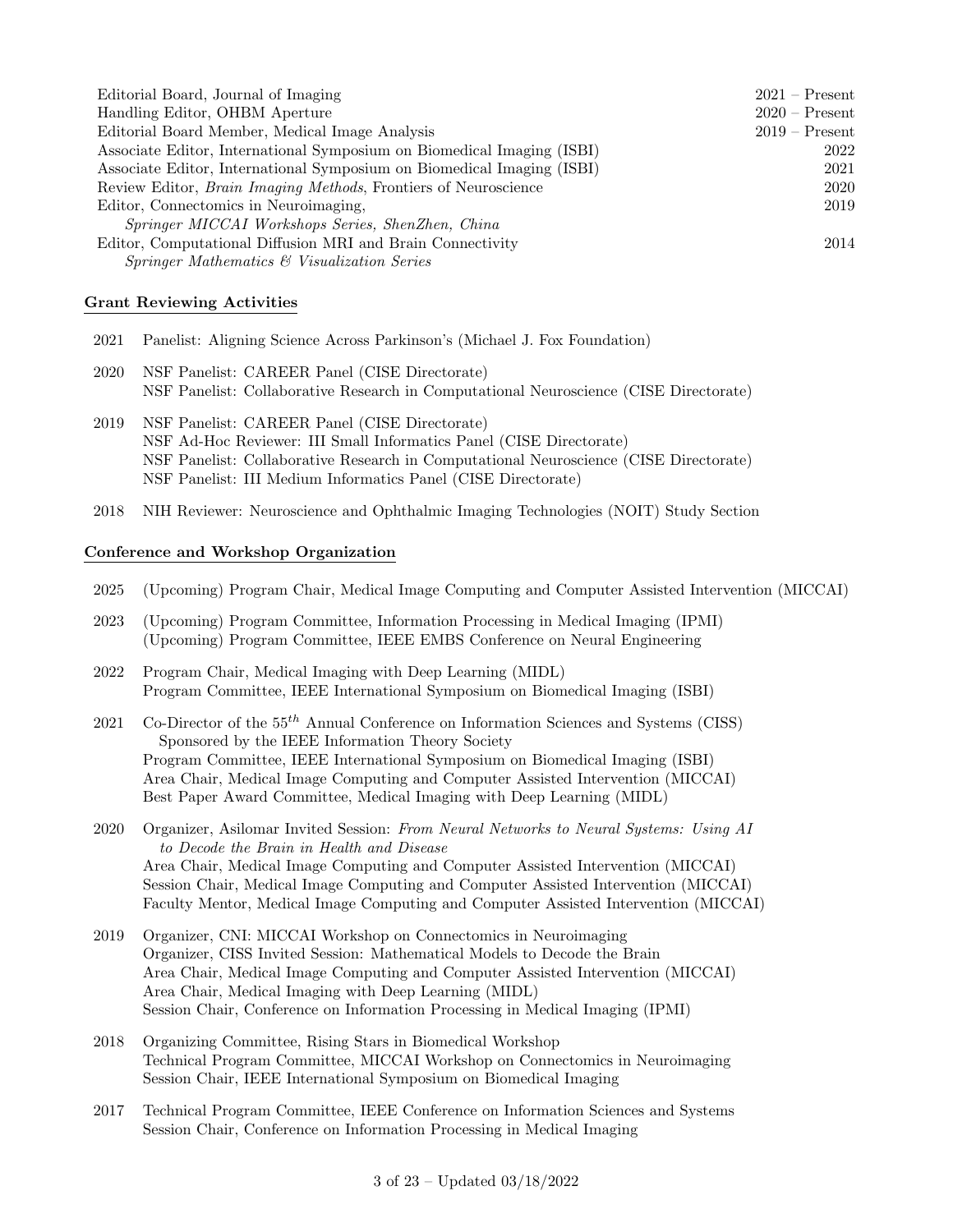| | |
|---|---|
| Editorial Board, Journal of Imaging | 2021 – Present |
| Handling Editor, OHBM Aperture | 2020 – Present |
| Editorial Board Member, Medical Image Analysis | 2019 – Present |
| Associate Editor, International Symposium on Biomedical Imaging (ISBI) | 2022 |
| Associate Editor, International Symposium on Biomedical Imaging (ISBI) | 2021 |
| Review Editor, *Brain Imaging Methods*, Frontiers of Neuroscience | 2020 |
| Editor, Connectomics in Neuroimaging, *Springer MICCAI Workshops Series, ShenZhen, China* | 2019 |
| Editor, Computational Diffusion MRI and Brain Connectivity *Springer Mathematics & Visualization Series* | 2014 |

### Grant Reviewing Activities

- 2021 Panelist: Aligning Science Across Parkinson's (Michael J. Fox Foundation)
- 2020 NSF Panelist: CAREER Panel (CISE Directorate)
  NSF Panelist: Collaborative Research in Computational Neuroscience (CISE Directorate)
- 2019 NSF Panelist: CAREER Panel (CISE Directorate)
  NSF Ad-Hoc Reviewer: III Small Informatics Panel (CISE Directorate)
  NSF Panelist: Collaborative Research in Computational Neuroscience (CISE Directorate)
  NSF Panelist: III Medium Informatics Panel (CISE Directorate)
- 2018 NIH Reviewer: Neuroscience and Ophthalmic Imaging Technologies (NOIT) Study Section

### Conference and Workshop Organization

- 2025 (Upcoming) Program Chair, Medical Image Computing and Computer Assisted Intervention (MICCAI)
- 2023 (Upcoming) Program Committee, Information Processing in Medical Imaging (IPMI)
  (Upcoming) Program Committee, IEEE EMBS Conference on Neural Engineering
- 2022 Program Chair, Medical Imaging with Deep Learning (MIDL)
  Program Committee, IEEE International Symposium on Biomedical Imaging (ISBI)
- 2021 Co-Director of the $55^{th}$ Annual Conference on Information Sciences and Systems (CISS)
  Sponsored by the IEEE Information Theory Society
  Program Committee, IEEE International Symposium on Biomedical Imaging (ISBI)
  Area Chair, Medical Image Computing and Computer Assisted Intervention (MICCAI)
  Best Paper Award Committee, Medical Imaging with Deep Learning (MIDL)
- 2020 Organizer, Asilomar Invited Session: *From Neural Networks to Neural Systems: Using AI to Decode the Brain in Health and Disease*
  Area Chair, Medical Image Computing and Computer Assisted Intervention (MICCAI)
  Session Chair, Medical Image Computing and Computer Assisted Intervention (MICCAI)
  Faculty Mentor, Medical Image Computing and Computer Assisted Intervention (MICCAI)
- 2019 Organizer, CNI: MICCAI Workshop on Connectomics in Neuroimaging
  Organizer, CISS Invited Session: Mathematical Models to Decode the Brain
  Area Chair, Medical Image Computing and Computer Assisted Intervention (MICCAI)
  Area Chair, Medical Imaging with Deep Learning (MIDL)
  Session Chair, Conference on Information Processing in Medical Imaging (IPMI)
- 2018 Organizing Committee, Rising Stars in Biomedical Workshop
  Technical Program Committee, MICCAI Workshop on Connectomics in Neuroimaging
  Session Chair, IEEE International Symposium on Biomedical Imaging
- 2017 Technical Program Committee, IEEE Conference on Information Sciences and Systems
  Session Chair, Conference on Information Processing in Medical Imaging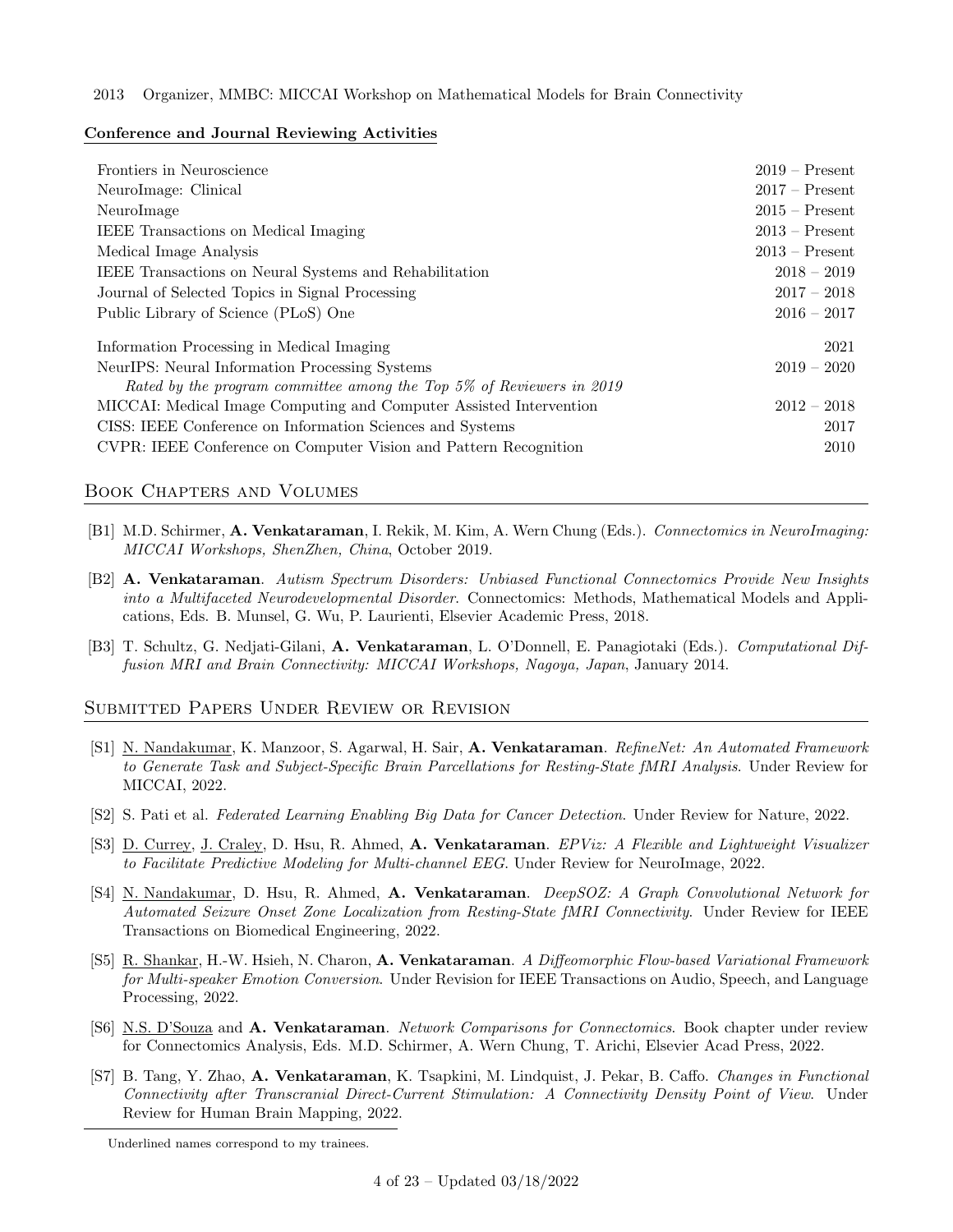2013 Organizer, MMBC: MICCAI Workshop on Mathematical Models for Brain Connectivity

**Conference and Journal Reviewing Activities**

| | |
|---|---|
| Frontiers in Neuroscience | 2019 – Present |
| NeuroImage: Clinical | 2017 – Present |
| NeuroImage | 2015 – Present |
| IEEE Transactions on Medical Imaging | 2013 – Present |
| Medical Image Analysis | 2013 – Present |
| IEEE Transactions on Neural Systems and Rehabilitation | 2018 – 2019 |
| Journal of Selected Topics in Signal Processing | 2017 – 2018 |
| Public Library of Science (PLoS) One | 2016 – 2017 |
| Information Processing in Medical Imaging | 2021 |
| NeurIPS: Neural Information Processing Systems <br> *Rated by the program committee among the Top 5% of Reviewers in 2019* | 2019 – 2020 |
| MICCAI: Medical Image Computing and Computer Assisted Intervention | 2012 – 2018 |
| CISS: IEEE Conference on Information Sciences and Systems | 2017 |
| CVPR: IEEE Conference on Computer Vision and Pattern Recognition | 2010 |

## Book Chapters and Volumes

[B1] M.D. Schirmer, **A. Venkataraman**, I. Rekik, M. Kim, A. Wern Chung (Eds.). *Connectomics in NeuroImaging: MICCAI Workshops, ShenZhen, China*, October 2019.

[B2] **A. Venkataraman**. *Autism Spectrum Disorders: Unbiased Functional Connectomics Provide New Insights into a Multifaceted Neurodevelopmental Disorder*. Connectomics: Methods, Mathematical Models and Applications, Eds. B. Munsel, G. Wu, P. Laurienti, Elsevier Academic Press, 2018.

[B3] T. Schultz, G. Nedjati-Gilani, **A. Venkataraman**, L. O'Donnell, E. Panagiotaki (Eds.). *Computational Diffusion MRI and Brain Connectivity: MICCAI Workshops, Nagoya, Japan*, January 2014.

## Submitted Papers Under Review or Revision

[S1] N. Nandakumar, K. Manzoor, S. Agarwal, H. Sair, **A. Venkataraman**. *RefineNet: An Automated Framework to Generate Task and Subject-Specific Brain Parcellations for Resting-State fMRI Analysis*. Under Review for MICCAI, 2022.

[S2] S. Pati et al. *Federated Learning Enabling Big Data for Cancer Detection*. Under Review for Nature, 2022.

[S3] D. Currey, J. Craley, D. Hsu, R. Ahmed, **A. Venkataraman**. *EPViz: A Flexible and Lightweight Visualizer to Facilitate Predictive Modeling for Multi-channel EEG*. Under Review for NeuroImage, 2022.

[S4] N. Nandakumar, D. Hsu, R. Ahmed, **A. Venkataraman**. *DeepSOZ: A Graph Convolutional Network for Automated Seizure Onset Zone Localization from Resting-State fMRI Connectivity*. Under Review for IEEE Transactions on Biomedical Engineering, 2022.

[S5] R. Shankar, H.-W. Hsieh, N. Charon, **A. Venkataraman**. *A Diffeomorphic Flow-based Variational Framework for Multi-speaker Emotion Conversion*. Under Revision for IEEE Transactions on Audio, Speech, and Language Processing, 2022.

[S6] N.S. D'Souza and **A. Venkataraman**. *Network Comparisons for Connectomics*. Book chapter under review for Connectomics Analysis, Eds. M.D. Schirmer, A. Wern Chung, T. Arichi, Elsevier Acad Press, 2022.

[S7] B. Tang, Y. Zhao, **A. Venkataraman**, K. Tsapkini, M. Lindquist, J. Pekar, B. Caffo. *Changes in Functional Connectivity after Transcranial Direct-Current Stimulation: A Connectivity Density Point of View.* Under Review for Human Brain Mapping, 2022.

Underlined names correspond to my trainees.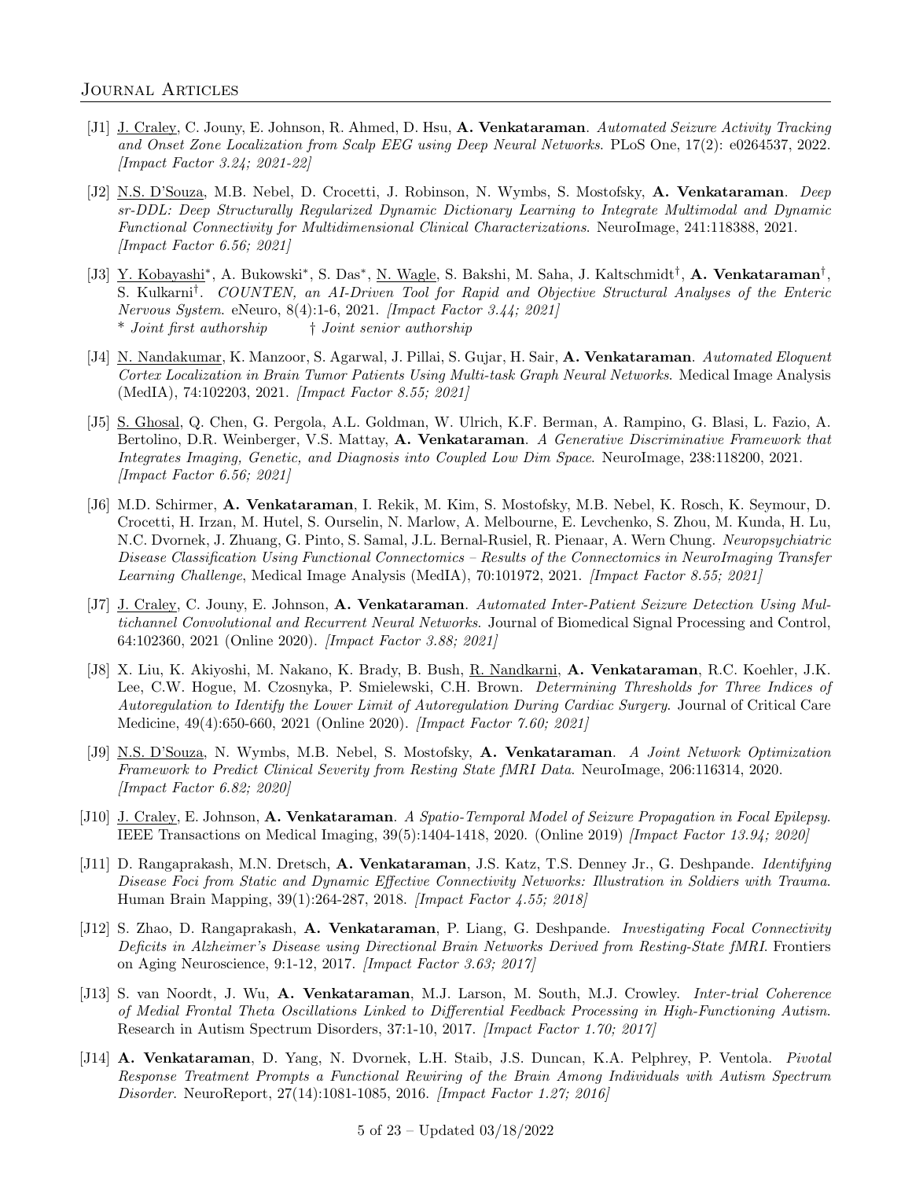## Journal Articles

- [J1] <u>J. Craley</u>, C. Jouny, E. Johnson, R. Ahmed, D. Hsu, **A. Venkataraman**. *Automated Seizure Activity Tracking and Onset Zone Localization from Scalp EEG using Deep Neural Networks*. PLoS One, 17(2): e0264537, 2022. *[Impact Factor 3.24; 2021-22]*

- [J2] <u>N.S. D'Souza</u>, M.B. Nebel, D. Crocetti, J. Robinson, N. Wymbs, S. Mostofsky, **A. Venkataraman**. *Deep sr-DDL: Deep Structurally Regularized Dynamic Dictionary Learning to Integrate Multimodal and Dynamic Functional Connectivity for Multidimensional Clinical Characterizations*. NeuroImage, 241:118388, 2021. *[Impact Factor 6.56; 2021]*

- [J3] <u>Y. Kobayashi</u>*, A. Bukowski*, S. Das*, <u>N. Wagle</u>, S. Bakshi, M. Saha, J. Kaltschmidt†, **A. Venkataraman**†, S. Kulkarni†. *COUNTEN, an AI-Driven Tool for Rapid and Objective Structural Analyses of the Enteric Nervous System*. eNeuro, 8(4):1-6, 2021. *[Impact Factor 3.44; 2021]*
  *\* Joint first authorship* † *Joint senior authorship*

- [J4] <u>N. Nandakumar</u>, K. Manzoor, S. Agarwal, J. Pillai, S. Gujar, H. Sair, **A. Venkataraman**. *Automated Eloquent Cortex Localization in Brain Tumor Patients Using Multi-task Graph Neural Networks*. Medical Image Analysis (MedIA), 74:102203, 2021. *[Impact Factor 8.55; 2021]*

- [J5] <u>S. Ghosal</u>, Q. Chen, G. Pergola, A.L. Goldman, W. Ulrich, K.F. Berman, A. Rampino, G. Blasi, L. Fazio, A. Bertolino, D.R. Weinberger, V.S. Mattay, **A. Venkataraman**. *A Generative Discriminative Framework that Integrates Imaging, Genetic, and Diagnosis into Coupled Low Dim Space*. NeuroImage, 238:118200, 2021. *[Impact Factor 6.56; 2021]*

- [J6] M.D. Schirmer, **A. Venkataraman**, I. Rekik, M. Kim, S. Mostofsky, M.B. Nebel, K. Rosch, K. Seymour, D. Crocetti, H. Irzan, M. Hutel, S. Ourselin, N. Marlow, A. Melbourne, E. Levchenko, S. Zhou, M. Kunda, H. Lu, N.C. Dvornek, J. Zhuang, G. Pinto, S. Samal, J.L. Bernal-Rusiel, R. Pienaar, A. Wern Chung. *Neuropsychiatric Disease Classification Using Functional Connectomics – Results of the Connectomics in NeuroImaging Transfer Learning Challenge*, Medical Image Analysis (MedIA), 70:101972, 2021. *[Impact Factor 8.55; 2021]*

- [J7] <u>J. Craley</u>, C. Jouny, E. Johnson, **A. Venkataraman**. *Automated Inter-Patient Seizure Detection Using Multichannel Convolutional and Recurrent Neural Networks*. Journal of Biomedical Signal Processing and Control, 64:102360, 2021 (Online 2020). *[Impact Factor 3.88; 2021]*

- [J8] X. Liu, K. Akiyoshi, M. Nakano, K. Brady, B. Bush, <u>R. Nandkarni</u>, **A. Venkataraman**, R.C. Koehler, J.K. Lee, C.W. Hogue, M. Czosnyka, P. Smielewski, C.H. Brown. *Determining Thresholds for Three Indices of Autoregulation to Identify the Lower Limit of Autoregulation During Cardiac Surgery*. Journal of Critical Care Medicine, 49(4):650-660, 2021 (Online 2020). *[Impact Factor 7.60; 2021]*

- [J9] <u>N.S. D'Souza</u>, N. Wymbs, M.B. Nebel, S. Mostofsky, **A. Venkataraman**. *A Joint Network Optimization Framework to Predict Clinical Severity from Resting State fMRI Data*. NeuroImage, 206:116314, 2020. *[Impact Factor 6.82; 2020]*

- [J10] <u>J. Craley</u>, E. Johnson, **A. Venkataraman**. *A Spatio-Temporal Model of Seizure Propagation in Focal Epilepsy*. IEEE Transactions on Medical Imaging, 39(5):1404-1418, 2020. (Online 2019) *[Impact Factor 13.94; 2020]*

- [J11] D. Rangaprakash, M.N. Dretsch, **A. Venkataraman**, J.S. Katz, T.S. Denney Jr., G. Deshpande. *Identifying Disease Foci from Static and Dynamic Effective Connectivity Networks: Illustration in Soldiers with Trauma*. Human Brain Mapping, 39(1):264-287, 2018. *[Impact Factor 4.55; 2018]*

- [J12] S. Zhao, D. Rangaprakash, **A. Venkataraman**, P. Liang, G. Deshpande. *Investigating Focal Connectivity Deficits in Alzheimer's Disease using Directional Brain Networks Derived from Resting-State fMRI*. Frontiers on Aging Neuroscience, 9:1-12, 2017. *[Impact Factor 3.63; 2017]*

- [J13] S. van Noordt, J. Wu, **A. Venkataraman**, M.J. Larson, M. South, M.J. Crowley. *Inter-trial Coherence of Medial Frontal Theta Oscillations Linked to Differential Feedback Processing in High-Functioning Autism*. Research in Autism Spectrum Disorders, 37:1-10, 2017. *[Impact Factor 1.70; 2017]*

- [J14] **A. Venkataraman**, D. Yang, N. Dvornek, L.H. Staib, J.S. Duncan, K.A. Pelphrey, P. Ventola. *Pivotal Response Treatment Prompts a Functional Rewiring of the Brain Among Individuals with Autism Spectrum Disorder*. NeuroReport, 27(14):1081-1085, 2016. *[Impact Factor 1.27; 2016]*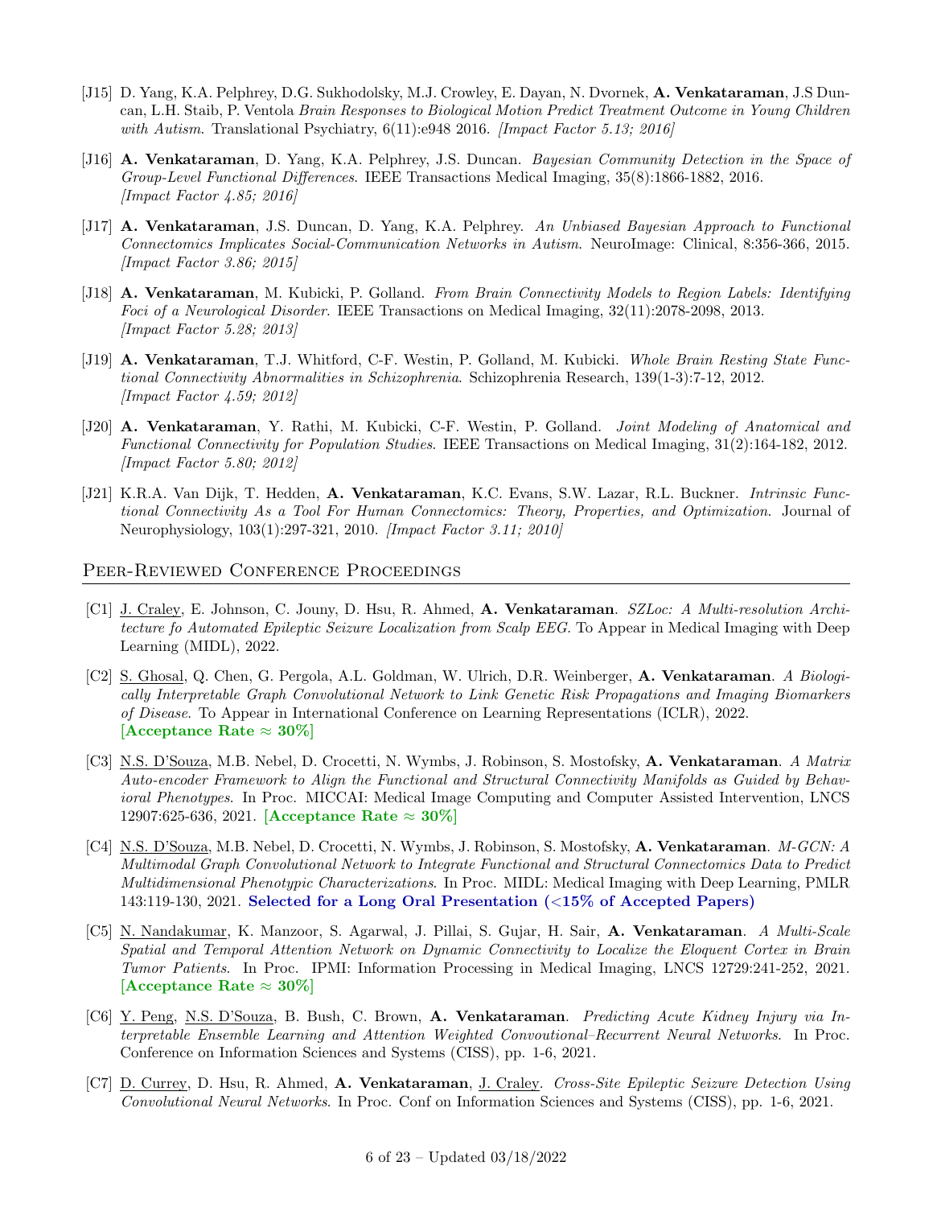- [J15] D. Yang, K.A. Pelphrey, D.G. Sukhodolsky, M.J. Crowley, E. Dayan, N. Dvornek, **A. Venkataraman**, J.S Duncan, L.H. Staib, P. Ventola *Brain Responses to Biological Motion Predict Treatment Outcome in Young Children with Autism*. Translational Psychiatry, 6(11):e948 2016. *[Impact Factor 5.13; 2016]*

- [J16] **A. Venkataraman**, D. Yang, K.A. Pelphrey, J.S. Duncan. *Bayesian Community Detection in the Space of Group-Level Functional Differences*. IEEE Transactions Medical Imaging, 35(8):1866-1882, 2016. *[Impact Factor 4.85; 2016]*

- [J17] **A. Venkataraman**, J.S. Duncan, D. Yang, K.A. Pelphrey. *An Unbiased Bayesian Approach to Functional Connectomics Implicates Social-Communication Networks in Autism*. NeuroImage: Clinical, 8:356-366, 2015. *[Impact Factor 3.86; 2015]*

- [J18] **A. Venkataraman**, M. Kubicki, P. Golland. *From Brain Connectivity Models to Region Labels: Identifying Foci of a Neurological Disorder*. IEEE Transactions on Medical Imaging, 32(11):2078-2098, 2013. *[Impact Factor 5.28; 2013]*

- [J19] **A. Venkataraman**, T.J. Whitford, C-F. Westin, P. Golland, M. Kubicki. *Whole Brain Resting State Functional Connectivity Abnormalities in Schizophrenia*. Schizophrenia Research, 139(1-3):7-12, 2012. *[Impact Factor 4.59; 2012]*

- [J20] **A. Venkataraman**, Y. Rathi, M. Kubicki, C-F. Westin, P. Golland. *Joint Modeling of Anatomical and Functional Connectivity for Population Studies*. IEEE Transactions on Medical Imaging, 31(2):164-182, 2012. *[Impact Factor 5.80; 2012]*

- [J21] K.R.A. Van Dijk, T. Hedden, **A. Venkataraman**, K.C. Evans, S.W. Lazar, R.L. Buckner. *Intrinsic Functional Connectivity As a Tool For Human Connectomics: Theory, Properties, and Optimization*. Journal of Neurophysiology, 103(1):297-321, 2010. *[Impact Factor 3.11; 2010]*

## Peer-Reviewed Conference Proceedings

- [C1] J. Craley, E. Johnson, C. Jouny, D. Hsu, R. Ahmed, **A. Venkataraman**. *SZLoc: A Multi-resolution Architecture fo Automated Epileptic Seizure Localization from Scalp EEG*. To Appear in Medical Imaging with Deep Learning (MIDL), 2022.

- [C2] S. Ghosal, Q. Chen, G. Pergola, A.L. Goldman, W. Ulrich, D.R. Weinberger, **A. Venkataraman**. *A Biologically Interpretable Graph Convolutional Network to Link Genetic Risk Propagations and Imaging Biomarkers of Disease.* To Appear in International Conference on Learning Representations (ICLR), 2022. **[Acceptance Rate ≈ 30%]**

- [C3] N.S. D'Souza, M.B. Nebel, D. Crocetti, N. Wymbs, J. Robinson, S. Mostofsky, **A. Venkataraman**. *A Matrix Auto-encoder Framework to Align the Functional and Structural Connectivity Manifolds as Guided by Behavioral Phenotypes*. In Proc. MICCAI: Medical Image Computing and Computer Assisted Intervention, LNCS 12907:625-636, 2021. **[Acceptance Rate ≈ 30%]**

- [C4] N.S. D'Souza, M.B. Nebel, D. Crocetti, N. Wymbs, J. Robinson, S. Mostofsky, **A. Venkataraman**. *M-GCN: A Multimodal Graph Convolutional Network to Integrate Functional and Structural Connectomics Data to Predict Multidimensional Phenotypic Characterizations*. In Proc. MIDL: Medical Imaging with Deep Learning, PMLR 143:119-130, 2021. **Selected for a Long Oral Presentation (<15% of Accepted Papers)**

- [C5] N. Nandakumar, K. Manzoor, S. Agarwal, J. Pillai, S. Gujar, H. Sair, **A. Venkataraman**. *A Multi-Scale Spatial and Temporal Attention Network on Dynamic Connectivity to Localize the Eloquent Cortex in Brain Tumor Patients*. In Proc. IPMI: Information Processing in Medical Imaging, LNCS 12729:241-252, 2021. **[Acceptance Rate ≈ 30%]**

- [C6] Y. Peng, N.S. D'Souza, B. Bush, C. Brown, **A. Venkataraman**. *Predicting Acute Kidney Injury via Interpretable Ensemble Learning and Attention Weighted Convoutional–Recurrent Neural Networks*. In Proc. Conference on Information Sciences and Systems (CISS), pp. 1-6, 2021.

- [C7] D. Currey, D. Hsu, R. Ahmed, **A. Venkataraman**, J. Craley. *Cross-Site Epileptic Seizure Detection Using Convolutional Neural Networks*. In Proc. Conf on Information Sciences and Systems (CISS), pp. 1-6, 2021.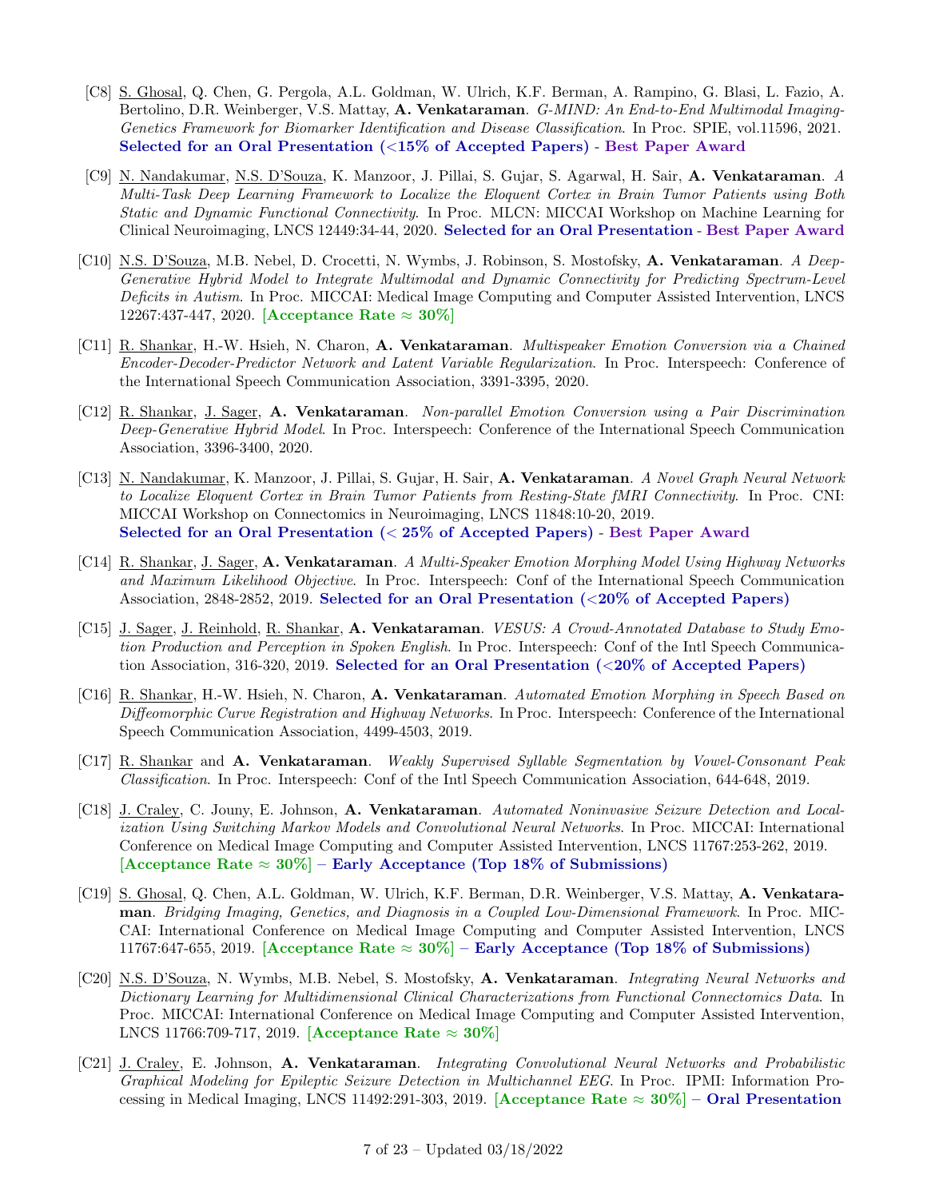[C8] S. Ghosal, Q. Chen, G. Pergola, A.L. Goldman, W. Ulrich, K.F. Berman, A. Rampino, G. Blasi, L. Fazio, A. Bertolino, D.R. Weinberger, V.S. Mattay, **A. Venkataraman**. *G-MIND: An End-to-End Multimodal Imaging-Genetics Framework for Biomarker Identification and Disease Classification*. In Proc. SPIE, vol.11596, 2021. **Selected for an Oral Presentation (<15% of Accepted Papers)** - **Best Paper Award**

[C9] N. Nandakumar, N.S. D'Souza, K. Manzoor, J. Pillai, S. Gujar, S. Agarwal, H. Sair, **A. Venkataraman**. *A Multi-Task Deep Learning Framework to Localize the Eloquent Cortex in Brain Tumor Patients using Both Static and Dynamic Functional Connectivity*. In Proc. MLCN: MICCAI Workshop on Machine Learning for Clinical Neuroimaging, LNCS 12449:34-44, 2020. **Selected for an Oral Presentation** - **Best Paper Award**

[C10] N.S. D'Souza, M.B. Nebel, D. Crocetti, N. Wymbs, J. Robinson, S. Mostofsky, **A. Venkataraman**. *A Deep-Generative Hybrid Model to Integrate Multimodal and Dynamic Connectivity for Predicting Spectrum-Level Deficits in Autism*. In Proc. MICCAI: Medical Image Computing and Computer Assisted Intervention, LNCS 12267:437-447, 2020. **[Acceptance Rate ≈ 30%]**

[C11] R. Shankar, H.-W. Hsieh, N. Charon, **A. Venkataraman**. *Multispeaker Emotion Conversion via a Chained Encoder-Decoder-Predictor Network and Latent Variable Regularization*. In Proc. Interspeech: Conference of the International Speech Communication Association, 3391-3395, 2020.

[C12] R. Shankar, J. Sager, **A. Venkataraman**. *Non-parallel Emotion Conversion using a Pair Discrimination Deep-Generative Hybrid Model*. In Proc. Interspeech: Conference of the International Speech Communication Association, 3396-3400, 2020.

[C13] N. Nandakumar, K. Manzoor, J. Pillai, S. Gujar, H. Sair, **A. Venkataraman**. *A Novel Graph Neural Network to Localize Eloquent Cortex in Brain Tumor Patients from Resting-State fMRI Connectivity*. In Proc. CNI: MICCAI Workshop on Connectomics in Neuroimaging, LNCS 11848:10-20, 2019. **Selected for an Oral Presentation (< 25% of Accepted Papers)** - **Best Paper Award**

[C14] R. Shankar, J. Sager, **A. Venkataraman**. *A Multi-Speaker Emotion Morphing Model Using Highway Networks and Maximum Likelihood Objective*. In Proc. Interspeech: Conf of the International Speech Communication Association, 2848-2852, 2019. **Selected for an Oral Presentation (<20% of Accepted Papers)**

[C15] J. Sager, J. Reinhold, R. Shankar, **A. Venkataraman**. *VESUS: A Crowd-Annotated Database to Study Emotion Production and Perception in Spoken English*. In Proc. Interspeech: Conf of the Intl Speech Communication Association, 316-320, 2019. **Selected for an Oral Presentation (<20% of Accepted Papers)**

[C16] R. Shankar, H.-W. Hsieh, N. Charon, **A. Venkataraman**. *Automated Emotion Morphing in Speech Based on Diffeomorphic Curve Registration and Highway Networks*. In Proc. Interspeech: Conference of the International Speech Communication Association, 4499-4503, 2019.

[C17] R. Shankar and **A. Venkataraman**. *Weakly Supervised Syllable Segmentation by Vowel-Consonant Peak Classification*. In Proc. Interspeech: Conf of the Intl Speech Communication Association, 644-648, 2019.

[C18] J. Craley, C. Jouny, E. Johnson, **A. Venkataraman**. *Automated Noninvasive Seizure Detection and Localization Using Switching Markov Models and Convolutional Neural Networks*. In Proc. MICCAI: International Conference on Medical Image Computing and Computer Assisted Intervention, LNCS 11767:253-262, 2019. **[Acceptance Rate ≈ 30%] – Early Acceptance (Top 18% of Submissions)**

[C19] S. Ghosal, Q. Chen, A.L. Goldman, W. Ulrich, K.F. Berman, D.R. Weinberger, V.S. Mattay, **A. Venkataraman**. *Bridging Imaging, Genetics, and Diagnosis in a Coupled Low-Dimensional Framework*. In Proc. MICCAI: International Conference on Medical Image Computing and Computer Assisted Intervention, LNCS 11767:647-655, 2019. **[Acceptance Rate ≈ 30%] – Early Acceptance (Top 18% of Submissions)**

[C20] N.S. D'Souza, N. Wymbs, M.B. Nebel, S. Mostofsky, **A. Venkataraman**. *Integrating Neural Networks and Dictionary Learning for Multidimensional Clinical Characterizations from Functional Connectomics Data*. In Proc. MICCAI: International Conference on Medical Image Computing and Computer Assisted Intervention, LNCS 11766:709-717, 2019. **[Acceptance Rate ≈ 30%]**

[C21] J. Craley, E. Johnson, **A. Venkataraman**. *Integrating Convolutional Neural Networks and Probabilistic Graphical Modeling for Epileptic Seizure Detection in Multichannel EEG*. In Proc. IPMI: Information Processing in Medical Imaging, LNCS 11492:291-303, 2019. **[Acceptance Rate ≈ 30%] – Oral Presentation**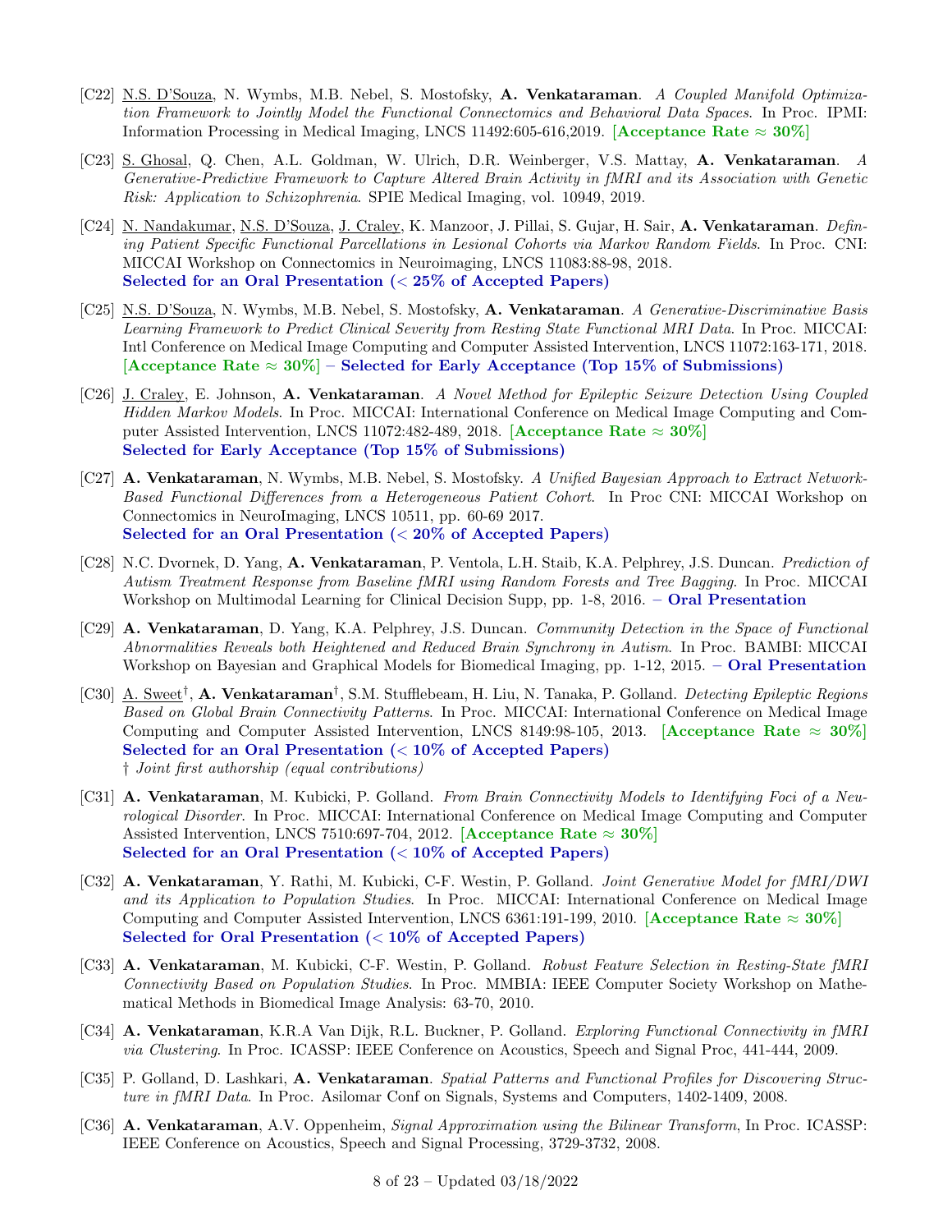- [C22] N.S. D'Souza, N. Wymbs, M.B. Nebel, S. Mostofsky, **A. Venkataraman**. *A Coupled Manifold Optimization Framework to Jointly Model the Functional Connectomics and Behavioral Data Spaces*. In Proc. IPMI: Information Processing in Medical Imaging, LNCS 11492:605-616,2019. **[Acceptance Rate ≈ 30%]**

- [C23] S. Ghosal, Q. Chen, A.L. Goldman, W. Ulrich, D.R. Weinberger, V.S. Mattay, **A. Venkataraman**. *A Generative-Predictive Framework to Capture Altered Brain Activity in fMRI and its Association with Genetic Risk: Application to Schizophrenia*. SPIE Medical Imaging, vol. 10949, 2019.

- [C24] N. Nandakumar, N.S. D'Souza, J. Craley, K. Manzoor, J. Pillai, S. Gujar, H. Sair, **A. Venkataraman**. *Defining Patient Specific Functional Parcellations in Lesional Cohorts via Markov Random Fields*. In Proc. CNI: MICCAI Workshop on Connectomics in Neuroimaging, LNCS 11083:88-98, 2018.
  **Selected for an Oral Presentation (< 25% of Accepted Papers)**

- [C25] N.S. D'Souza, N. Wymbs, M.B. Nebel, S. Mostofsky, **A. Venkataraman**. *A Generative-Discriminative Basis Learning Framework to Predict Clinical Severity from Resting State Functional MRI Data*. In Proc. MICCAI: Intl Conference on Medical Image Computing and Computer Assisted Intervention, LNCS 11072:163-171, 2018. **[Acceptance Rate ≈ 30%] – Selected for Early Acceptance (Top 15% of Submissions)**

- [C26] J. Craley, E. Johnson, **A. Venkataraman**. *A Novel Method for Epileptic Seizure Detection Using Coupled Hidden Markov Models*. In Proc. MICCAI: International Conference on Medical Image Computing and Computer Assisted Intervention, LNCS 11072:482-489, 2018. **[Acceptance Rate ≈ 30%]**
  **Selected for Early Acceptance (Top 15% of Submissions)**

- [C27] **A. Venkataraman**, N. Wymbs, M.B. Nebel, S. Mostofsky. *A Unified Bayesian Approach to Extract Network-Based Functional Differences from a Heterogeneous Patient Cohort*. In Proc CNI: MICCAI Workshop on Connectomics in NeuroImaging, LNCS 10511, pp. 60-69 2017.
  **Selected for an Oral Presentation (< 20% of Accepted Papers)**

- [C28] N.C. Dvornek, D. Yang, **A. Venkataraman**, P. Ventola, L.H. Staib, K.A. Pelphrey, J.S. Duncan. *Prediction of Autism Treatment Response from Baseline fMRI using Random Forests and Tree Bagging*. In Proc. MICCAI Workshop on Multimodal Learning for Clinical Decision Supp, pp. 1-8, 2016. **– Oral Presentation**

- [C29] **A. Venkataraman**, D. Yang, K.A. Pelphrey, J.S. Duncan. *Community Detection in the Space of Functional Abnormalities Reveals both Heightened and Reduced Brain Synchrony in Autism*. In Proc. BAMBI: MICCAI Workshop on Bayesian and Graphical Models for Biomedical Imaging, pp. 1-12, 2015. **– Oral Presentation**

- [C30] A. Sweet†, **A. Venkataraman**†, S.M. Stufflebeam, H. Liu, N. Tanaka, P. Golland. *Detecting Epileptic Regions Based on Global Brain Connectivity Patterns*. In Proc. MICCAI: International Conference on Medical Image Computing and Computer Assisted Intervention, LNCS 8149:98-105, 2013. **[Acceptance Rate ≈ 30%]**
  **Selected for an Oral Presentation (< 10% of Accepted Papers)**
  † *Joint first authorship (equal contributions)*

- [C31] **A. Venkataraman**, M. Kubicki, P. Golland. *From Brain Connectivity Models to Identifying Foci of a Neurological Disorder*. In Proc. MICCAI: International Conference on Medical Image Computing and Computer Assisted Intervention, LNCS 7510:697-704, 2012. **[Acceptance Rate ≈ 30%]**
  **Selected for an Oral Presentation (< 10% of Accepted Papers)**

- [C32] **A. Venkataraman**, Y. Rathi, M. Kubicki, C-F. Westin, P. Golland. *Joint Generative Model for fMRI/DWI and its Application to Population Studies*. In Proc. MICCAI: International Conference on Medical Image Computing and Computer Assisted Intervention, LNCS 6361:191-199, 2010. **[Acceptance Rate ≈ 30%]**
  **Selected for Oral Presentation (< 10% of Accepted Papers)**

- [C33] **A. Venkataraman**, M. Kubicki, C-F. Westin, P. Golland. *Robust Feature Selection in Resting-State fMRI Connectivity Based on Population Studies*. In Proc. MMBIA: IEEE Computer Society Workshop on Mathematical Methods in Biomedical Image Analysis: 63-70, 2010.

- [C34] **A. Venkataraman**, K.R.A Van Dijk, R.L. Buckner, P. Golland. *Exploring Functional Connectivity in fMRI via Clustering*. In Proc. ICASSP: IEEE Conference on Acoustics, Speech and Signal Proc, 441-444, 2009.

- [C35] P. Golland, D. Lashkari, **A. Venkataraman**. *Spatial Patterns and Functional Profiles for Discovering Structure in fMRI Data*. In Proc. Asilomar Conf on Signals, Systems and Computers, 1402-1409, 2008.

- [C36] **A. Venkataraman**, A.V. Oppenheim, *Signal Approximation using the Bilinear Transform*, In Proc. ICASSP: IEEE Conference on Acoustics, Speech and Signal Processing, 3729-3732, 2008.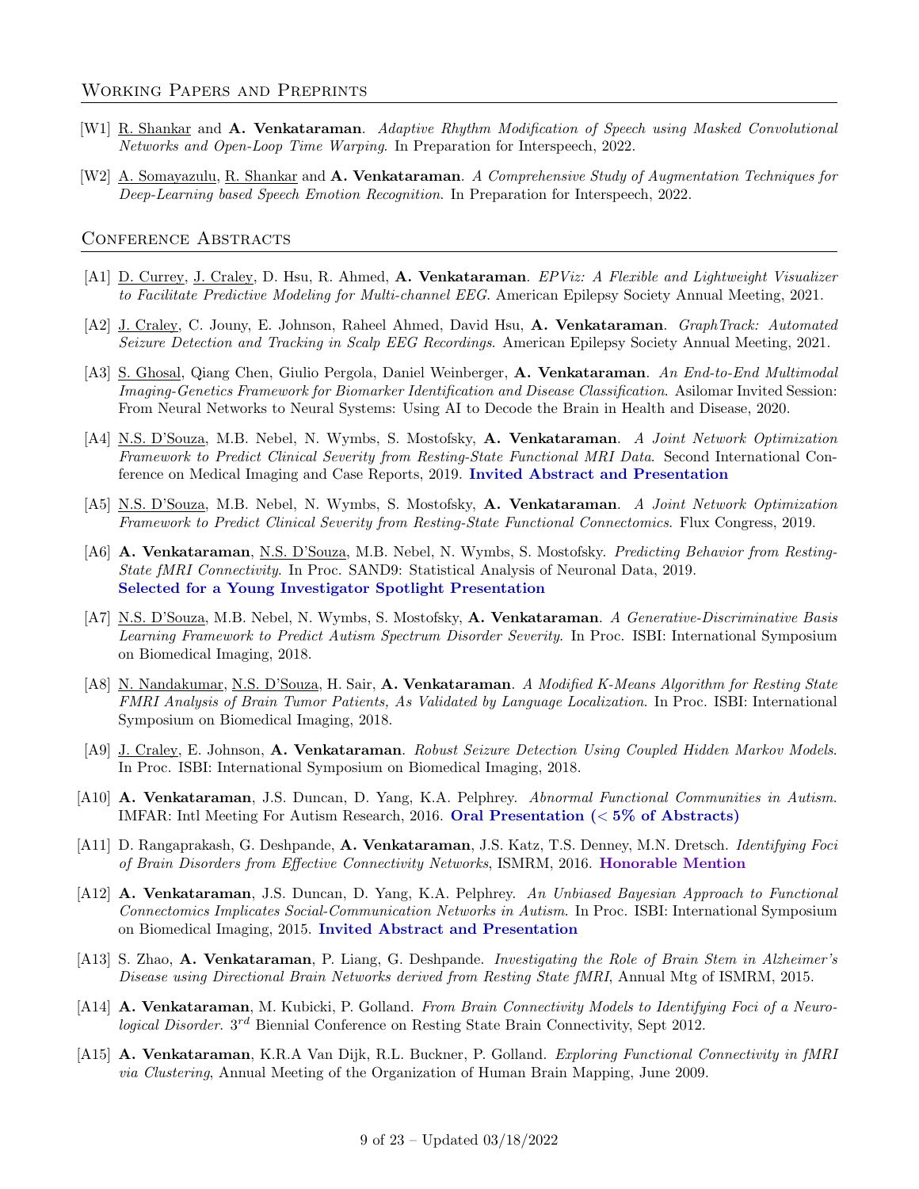## Working Papers and Preprints

[W1] R. Shankar and **A. Venkataraman**. *Adaptive Rhythm Modification of Speech using Masked Convolutional Networks and Open-Loop Time Warping*. In Preparation for Interspeech, 2022.

[W2] A. Somayazulu, R. Shankar and **A. Venkataraman**. *A Comprehensive Study of Augmentation Techniques for Deep-Learning based Speech Emotion Recognition*. In Preparation for Interspeech, 2022.

## Conference Abstracts

[A1] D. Currey, J. Craley, D. Hsu, R. Ahmed, **A. Venkataraman**. *EPViz: A Flexible and Lightweight Visualizer to Facilitate Predictive Modeling for Multi-channel EEG*. American Epilepsy Society Annual Meeting, 2021.

[A2] J. Craley, C. Jouny, E. Johnson, Raheel Ahmed, David Hsu, **A. Venkataraman**. *GraphTrack: Automated Seizure Detection and Tracking in Scalp EEG Recordings*. American Epilepsy Society Annual Meeting, 2021.

[A3] S. Ghosal, Qiang Chen, Giulio Pergola, Daniel Weinberger, **A. Venkataraman**. *An End-to-End Multimodal Imaging-Genetics Framework for Biomarker Identification and Disease Classification*. Asilomar Invited Session: From Neural Networks to Neural Systems: Using AI to Decode the Brain in Health and Disease, 2020.

[A4] N.S. D'Souza, M.B. Nebel, N. Wymbs, S. Mostofsky, **A. Venkataraman**. *A Joint Network Optimization Framework to Predict Clinical Severity from Resting-State Functional MRI Data*. Second International Conference on Medical Imaging and Case Reports, 2019. **Invited Abstract and Presentation**

[A5] N.S. D'Souza, M.B. Nebel, N. Wymbs, S. Mostofsky, **A. Venkataraman**. *A Joint Network Optimization Framework to Predict Clinical Severity from Resting-State Functional Connectomics*. Flux Congress, 2019.

[A6] **A. Venkataraman**, N.S. D'Souza, M.B. Nebel, N. Wymbs, S. Mostofsky. *Predicting Behavior from Resting-State fMRI Connectivity*. In Proc. SAND9: Statistical Analysis of Neuronal Data, 2019. **Selected for a Young Investigator Spotlight Presentation**

[A7] N.S. D'Souza, M.B. Nebel, N. Wymbs, S. Mostofsky, **A. Venkataraman**. *A Generative-Discriminative Basis Learning Framework to Predict Autism Spectrum Disorder Severity*. In Proc. ISBI: International Symposium on Biomedical Imaging, 2018.

[A8] N. Nandakumar, N.S. D'Souza, H. Sair, **A. Venkataraman**. *A Modified K-Means Algorithm for Resting State FMRI Analysis of Brain Tumor Patients, As Validated by Language Localization*. In Proc. ISBI: International Symposium on Biomedical Imaging, 2018.

[A9] J. Craley, E. Johnson, **A. Venkataraman**. *Robust Seizure Detection Using Coupled Hidden Markov Models*. In Proc. ISBI: International Symposium on Biomedical Imaging, 2018.

[A10] **A. Venkataraman**, J.S. Duncan, D. Yang, K.A. Pelphrey. *Abnormal Functional Communities in Autism*. IMFAR: Intl Meeting For Autism Research, 2016. **Oral Presentation (< 5% of Abstracts)**

[A11] D. Rangaprakash, G. Deshpande, **A. Venkataraman**, J.S. Katz, T.S. Denney, M.N. Dretsch. *Identifying Foci of Brain Disorders from Effective Connectivity Networks*, ISMRM, 2016. **Honorable Mention**

[A12] **A. Venkataraman**, J.S. Duncan, D. Yang, K.A. Pelphrey. *An Unbiased Bayesian Approach to Functional Connectomics Implicates Social-Communication Networks in Autism*. In Proc. ISBI: International Symposium on Biomedical Imaging, 2015. **Invited Abstract and Presentation**

[A13] S. Zhao, **A. Venkataraman**, P. Liang, G. Deshpande. *Investigating the Role of Brain Stem in Alzheimer's Disease using Directional Brain Networks derived from Resting State fMRI*, Annual Mtg of ISMRM, 2015.

[A14] **A. Venkataraman**, M. Kubicki, P. Golland. *From Brain Connectivity Models to Identifying Foci of a Neurological Disorder.* 3rd Biennial Conference on Resting State Brain Connectivity, Sept 2012.

[A15] **A. Venkataraman**, K.R.A Van Dijk, R.L. Buckner, P. Golland. *Exploring Functional Connectivity in fMRI via Clustering*, Annual Meeting of the Organization of Human Brain Mapping, June 2009.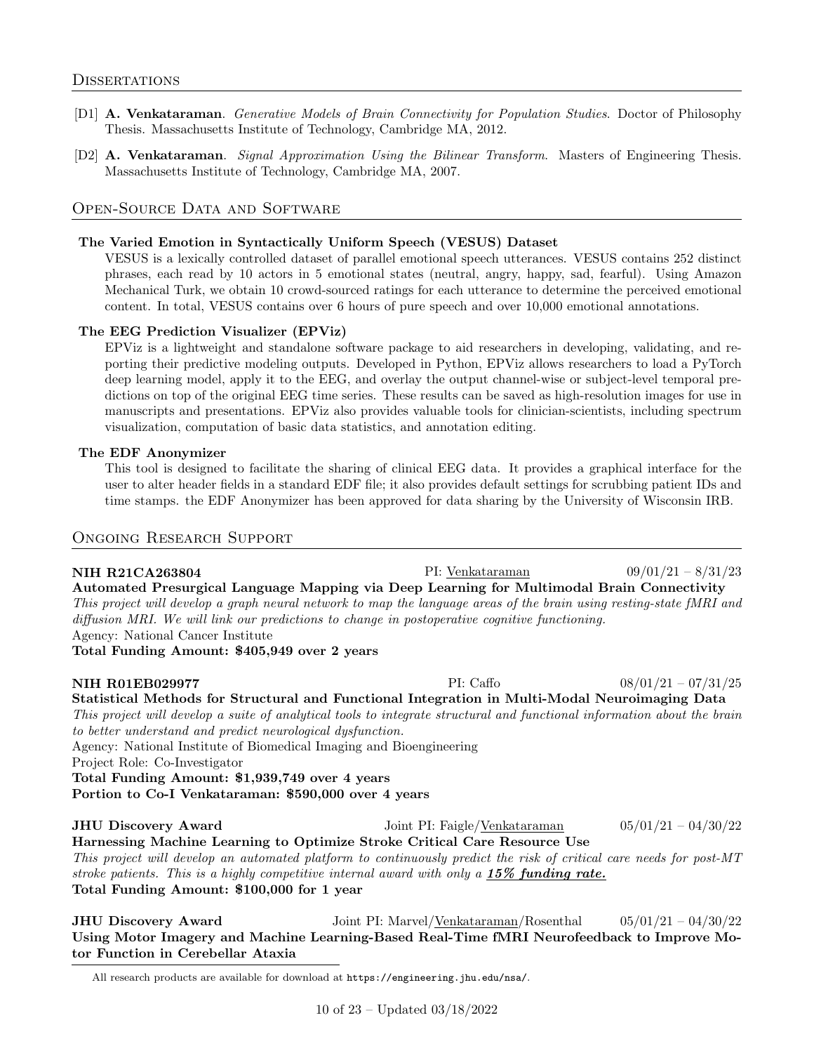## Dissertations

[D1] **A. Venkataraman**. *Generative Models of Brain Connectivity for Population Studies*. Doctor of Philosophy Thesis. Massachusetts Institute of Technology, Cambridge MA, 2012.

[D2] **A. Venkataraman**. *Signal Approximation Using the Bilinear Transform*. Masters of Engineering Thesis. Massachusetts Institute of Technology, Cambridge MA, 2007.

## Open-Source Data and Software

**The Varied Emotion in Syntactically Uniform Speech (VESUS) Dataset**

VESUS is a lexically controlled dataset of parallel emotional speech utterances. VESUS contains 252 distinct phrases, each read by 10 actors in 5 emotional states (neutral, angry, happy, sad, fearful). Using Amazon Mechanical Turk, we obtain 10 crowd-sourced ratings for each utterance to determine the perceived emotional content. In total, VESUS contains over 6 hours of pure speech and over 10,000 emotional annotations.

**The EEG Prediction Visualizer (EPViz)**

EPViz is a lightweight and standalone software package to aid researchers in developing, validating, and reporting their predictive modeling outputs. Developed in Python, EPViz allows researchers to load a PyTorch deep learning model, apply it to the EEG, and overlay the output channel-wise or subject-level temporal predictions on top of the original EEG time series. These results can be saved as high-resolution images for use in manuscripts and presentations. EPViz also provides valuable tools for clinician-scientists, including spectrum visualization, computation of basic data statistics, and annotation editing.

**The EDF Anonymizer**

This tool is designed to facilitate the sharing of clinical EEG data. It provides a graphical interface for the user to alter header fields in a standard EDF file; it also provides default settings for scrubbing patient IDs and time stamps. the EDF Anonymizer has been approved for data sharing by the University of Wisconsin IRB.

## Ongoing Research Support

**NIH R21CA263804** — PI: Venkataraman — 09/01/21 – 8/31/23
**Automated Presurgical Language Mapping via Deep Learning for Multimodal Brain Connectivity**
*This project will develop a graph neural network to map the language areas of the brain using resting-state fMRI and diffusion MRI. We will link our predictions to change in postoperative cognitive functioning.*
Agency: National Cancer Institute
**Total Funding Amount: $405,949 over 2 years**

**NIH R01EB029977** — PI: Caffo — 08/01/21 – 07/31/25
**Statistical Methods for Structural and Functional Integration in Multi-Modal Neuroimaging Data**
*This project will develop a suite of analytical tools to integrate structural and functional information about the brain to better understand and predict neurological dysfunction.*
Agency: National Institute of Biomedical Imaging and Bioengineering
Project Role: Co-Investigator
**Total Funding Amount: $1,939,749 over 4 years**
**Portion to Co-I Venkataraman: $590,000 over 4 years**

**JHU Discovery Award** — Joint PI: Faigle/Venkataraman — 05/01/21 – 04/30/22
**Harnessing Machine Learning to Optimize Stroke Critical Care Resource Use**
*This project will develop an automated platform to continuously predict the risk of critical care needs for post-MT stroke patients. This is a highly competitive internal award with only a* ***15% funding rate.***
**Total Funding Amount: $100,000 for 1 year**

**JHU Discovery Award** — Joint PI: Marvel/Venkataraman/Rosenthal — 05/01/21 – 04/30/22
**Using Motor Imagery and Machine Learning-Based Real-Time fMRI Neurofeedback to Improve Motor Function in Cerebellar Ataxia**

All research products are available for download at https://engineering.jhu.edu/nsa/.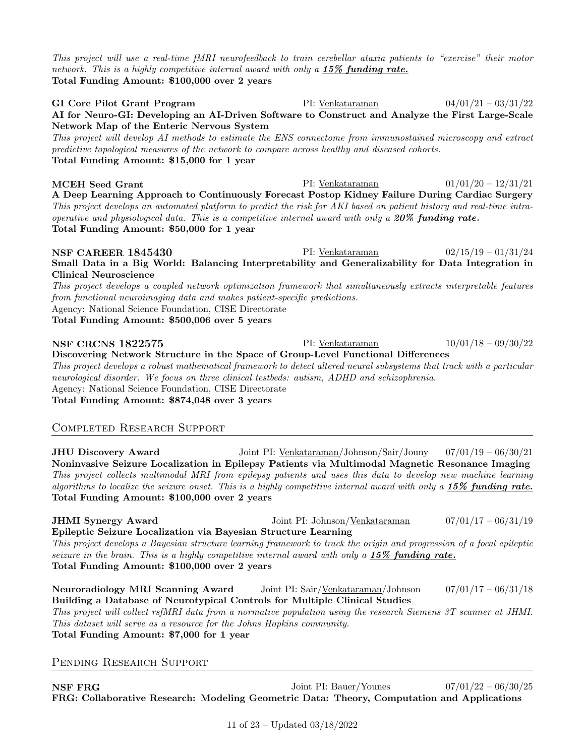*This project will use a real-time fMRI neurofeedback to train cerebellar ataxia patients to "exercise" their motor network. This is a highly competitive internal award with only a* ***15% funding rate.***
**Total Funding Amount: $100,000 over 2 years**

**GI Core Pilot Grant Program** PI: Venkataraman 04/01/21 – 03/31/22
**AI for Neuro-GI: Developing an AI-Driven Software to Construct and Analyze the First Large-Scale Network Map of the Enteric Nervous System**
*This project will develop AI methods to estimate the ENS connectome from immunostained microscopy and extract predictive topological measures of the network to compare across healthy and diseased cohorts.*
**Total Funding Amount: $15,000 for 1 year**

**MCEH Seed Grant** PI: Venkataraman 01/01/20 – 12/31/21
**A Deep Learning Approach to Continuously Forecast Postop Kidney Failure During Cardiac Surgery**
*This project develops an automated platform to predict the risk for AKI based on patient history and real-time intra-operative and physiological data. This is a competitive internal award with only a* ***20% funding rate.***
**Total Funding Amount: $50,000 for 1 year**

**NSF CAREER 1845430** PI: Venkataraman 02/15/19 – 01/31/24
**Small Data in a Big World: Balancing Interpretability and Generalizability for Data Integration in Clinical Neuroscience**
*This project develops a coupled network optimization framework that simultaneously extracts interpretable features from functional neuroimaging data and makes patient-specific predictions.*
Agency: National Science Foundation, CISE Directorate
**Total Funding Amount: $500,006 over 5 years**

**NSF CRCNS 1822575** PI: Venkataraman 10/01/18 – 09/30/22
**Discovering Network Structure in the Space of Group-Level Functional Differences**
*This project develops a robust mathematical framework to detect altered neural subsystems that track with a particular neurological disorder. We focus on three clinical testbeds: autism, ADHD and schizophrenia.*
Agency: National Science Foundation, CISE Directorate
**Total Funding Amount: $874,048 over 3 years**

## Completed Research Support

**JHU Discovery Award** Joint PI: Venkataraman/Johnson/Sair/Jouny 07/01/19 – 06/30/21
**Noninvasive Seizure Localization in Epilepsy Patients via Multimodal Magnetic Resonance Imaging**
*This project collects multimodal MRI from epilepsy patients and uses this data to develop new machine learning algorithms to localize the seizure onset. This is a highly competitive internal award with only a* ***15% funding rate.***
**Total Funding Amount: $100,000 over 2 years**

**JHMI Synergy Award** Joint PI: Johnson/Venkataraman 07/01/17 – 06/31/19
**Epileptic Seizure Localization via Bayesian Structure Learning**
*This project develops a Bayesian structure learning framework to track the origin and progression of a focal epileptic seizure in the brain. This is a highly competitive internal award with only a* ***15% funding rate.***
**Total Funding Amount: $100,000 over 2 years**

**Neuroradiology MRI Scanning Award** Joint PI: Sair/Venkataraman/Johnson 07/01/17 – 06/31/18
**Building a Database of Neurotypical Controls for Multiple Clinical Studies**
*This project will collect rsfMRI data from a normative population using the research Siemens 3T scanner at JHMI. This dataset will serve as a resource for the Johns Hopkins community.*
**Total Funding Amount: $7,000 for 1 year**

## Pending Research Support

**NSF FRG** Joint PI: Bauer/Younes 07/01/22 – 06/30/25
**FRG: Collaborative Research: Modeling Geometric Data: Theory, Computation and Applications**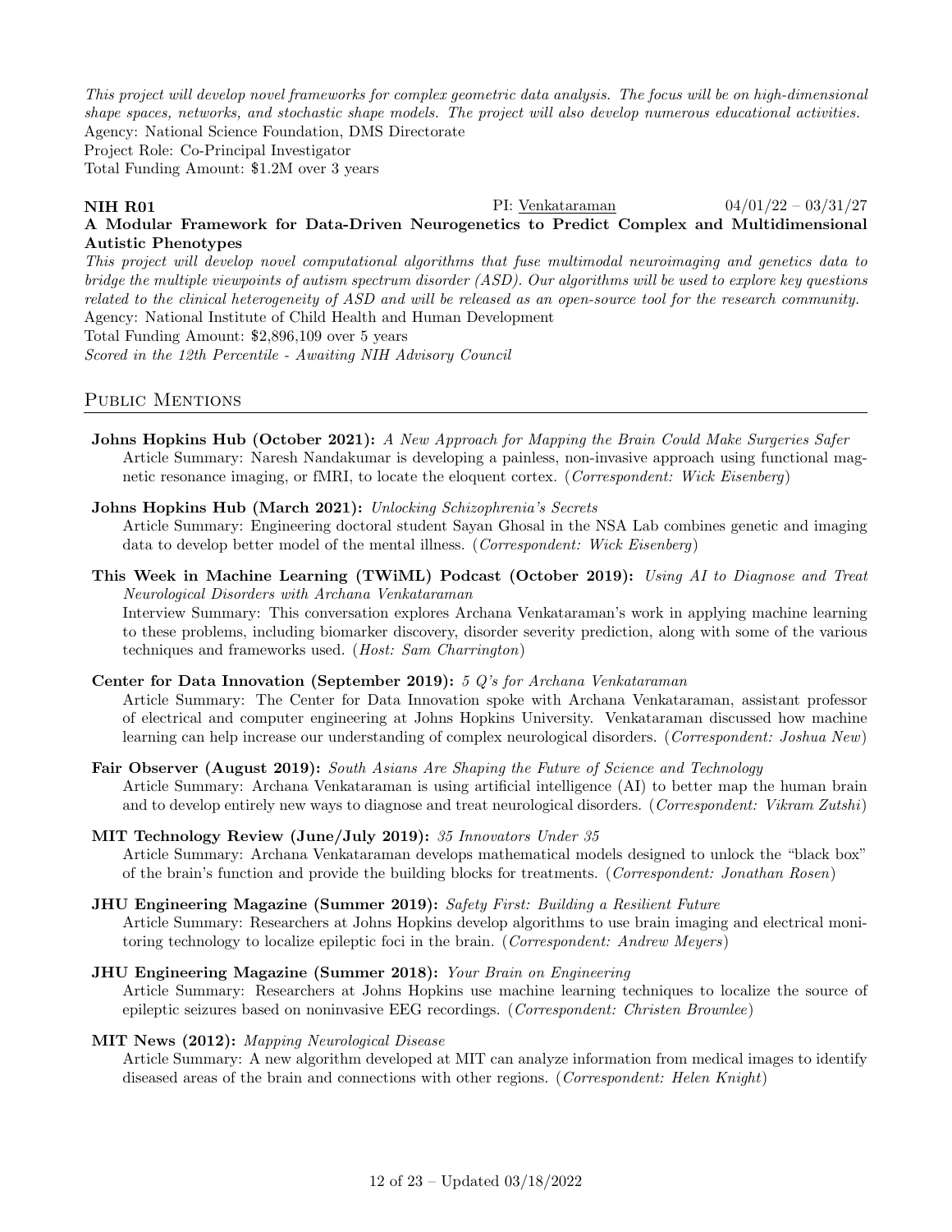*This project will develop novel frameworks for complex geometric data analysis. The focus will be on high-dimensional shape spaces, networks, and stochastic shape models. The project will also develop numerous educational activities.*
Agency: National Science Foundation, DMS Directorate
Project Role: Co-Principal Investigator
Total Funding Amount: $1.2M over 3 years

**NIH R01** PI: Venkataraman 04/01/22 – 03/31/27
**A Modular Framework for Data-Driven Neurogenetics to Predict Complex and Multidimensional Autistic Phenotypes**
*This project will develop novel computational algorithms that fuse multimodal neuroimaging and genetics data to bridge the multiple viewpoints of autism spectrum disorder (ASD). Our algorithms will be used to explore key questions related to the clinical heterogeneity of ASD and will be released as an open-source tool for the research community.*
Agency: National Institute of Child Health and Human Development
Total Funding Amount: $2,896,109 over 5 years
*Scored in the 12th Percentile - Awaiting NIH Advisory Council*

## Public Mentions

**Johns Hopkins Hub (October 2021):** *A New Approach for Mapping the Brain Could Make Surgeries Safer*
Article Summary: Naresh Nandakumar is developing a painless, non-invasive approach using functional magnetic resonance imaging, or fMRI, to locate the eloquent cortex. (*Correspondent: Wick Eisenberg*)

**Johns Hopkins Hub (March 2021):** *Unlocking Schizophrenia's Secrets*
Article Summary: Engineering doctoral student Sayan Ghosal in the NSA Lab combines genetic and imaging data to develop better model of the mental illness. (*Correspondent: Wick Eisenberg*)

**This Week in Machine Learning (TWiML) Podcast (October 2019):** *Using AI to Diagnose and Treat Neurological Disorders with Archana Venkataraman*
Interview Summary: This conversation explores Archana Venkataraman's work in applying machine learning to these problems, including biomarker discovery, disorder severity prediction, along with some of the various techniques and frameworks used. (*Host: Sam Charrington*)

**Center for Data Innovation (September 2019):** *5 Q's for Archana Venkataraman*
Article Summary: The Center for Data Innovation spoke with Archana Venkataraman, assistant professor of electrical and computer engineering at Johns Hopkins University. Venkataraman discussed how machine learning can help increase our understanding of complex neurological disorders. (*Correspondent: Joshua New*)

**Fair Observer (August 2019):** *South Asians Are Shaping the Future of Science and Technology*
Article Summary: Archana Venkataraman is using artificial intelligence (AI) to better map the human brain and to develop entirely new ways to diagnose and treat neurological disorders. (*Correspondent: Vikram Zutshi*)

**MIT Technology Review (June/July 2019):** *35 Innovators Under 35*
Article Summary: Archana Venkataraman develops mathematical models designed to unlock the "black box" of the brain's function and provide the building blocks for treatments. (*Correspondent: Jonathan Rosen*)

**JHU Engineering Magazine (Summer 2019):** *Safety First: Building a Resilient Future*
Article Summary: Researchers at Johns Hopkins develop algorithms to use brain imaging and electrical monitoring technology to localize epileptic foci in the brain. (*Correspondent: Andrew Meyers*)

**JHU Engineering Magazine (Summer 2018):** *Your Brain on Engineering*
Article Summary: Researchers at Johns Hopkins use machine learning techniques to localize the source of epileptic seizures based on noninvasive EEG recordings. (*Correspondent: Christen Brownlee*)

**MIT News (2012):** *Mapping Neurological Disease*
Article Summary: A new algorithm developed at MIT can analyze information from medical images to identify diseased areas of the brain and connections with other regions. (*Correspondent: Helen Knight*)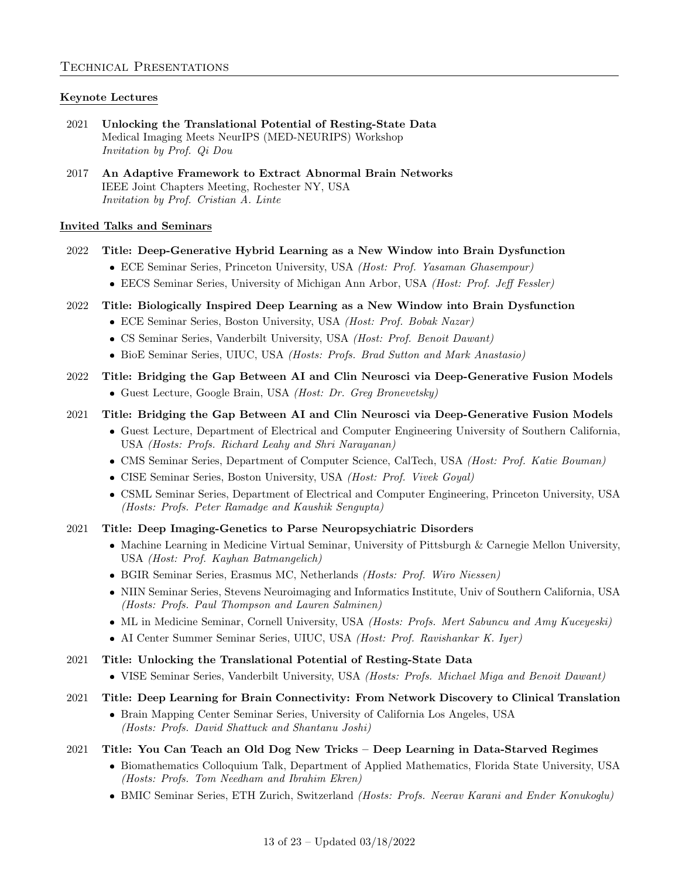## Technical Presentations

### Keynote Lectures

2021 **Unlocking the Translational Potential of Resting-State Data**
Medical Imaging Meets NeurIPS (MED-NEURIPS) Workshop
*Invitation by Prof. Qi Dou*

2017 **An Adaptive Framework to Extract Abnormal Brain Networks**
IEEE Joint Chapters Meeting, Rochester NY, USA
*Invitation by Prof. Cristian A. Linte*

### Invited Talks and Seminars

2022 **Title: Deep-Generative Hybrid Learning as a New Window into Brain Dysfunction**

- ECE Seminar Series, Princeton University, USA *(Host: Prof. Yasaman Ghasempour)*
- EECS Seminar Series, University of Michigan Ann Arbor, USA *(Host: Prof. Jeff Fessler)*

2022 **Title: Biologically Inspired Deep Learning as a New Window into Brain Dysfunction**

- ECE Seminar Series, Boston University, USA *(Host: Prof. Bobak Nazar)*
- CS Seminar Series, Vanderbilt University, USA *(Host: Prof. Benoit Dawant)*
- BioE Seminar Series, UIUC, USA *(Hosts: Profs. Brad Sutton and Mark Anastasio)*

2022 **Title: Bridging the Gap Between AI and Clin Neurosci via Deep-Generative Fusion Models**

- Guest Lecture, Google Brain, USA *(Host: Dr. Greg Bronevetsky)*

2021 **Title: Bridging the Gap Between AI and Clin Neurosci via Deep-Generative Fusion Models**

- Guest Lecture, Department of Electrical and Computer Engineering University of Southern California, USA *(Hosts: Profs. Richard Leahy and Shri Narayanan)*
- CMS Seminar Series, Department of Computer Science, CalTech, USA *(Host: Prof. Katie Bouman)*
- CISE Seminar Series, Boston University, USA *(Host: Prof. Vivek Goyal)*
- CSML Seminar Series, Department of Electrical and Computer Engineering, Princeton University, USA *(Hosts: Profs. Peter Ramadge and Kaushik Sengupta)*

2021 **Title: Deep Imaging-Genetics to Parse Neuropsychiatric Disorders**

- Machine Learning in Medicine Virtual Seminar, University of Pittsburgh & Carnegie Mellon University, USA *(Host: Prof. Kayhan Batmangelich)*
- BGIR Seminar Series, Erasmus MC, Netherlands *(Hosts: Prof. Wiro Niessen)*
- NIIN Seminar Series, Stevens Neuroimaging and Informatics Institute, Univ of Southern California, USA *(Hosts: Profs. Paul Thompson and Lauren Salminen)*
- ML in Medicine Seminar, Cornell University, USA *(Hosts: Profs. Mert Sabuncu and Amy Kuceyeski)*
- AI Center Summer Seminar Series, UIUC, USA *(Host: Prof. Ravishankar K. Iyer)*

2021 **Title: Unlocking the Translational Potential of Resting-State Data**

- VISE Seminar Series, Vanderbilt University, USA *(Hosts: Profs. Michael Miga and Benoit Dawant)*

2021 **Title: Deep Learning for Brain Connectivity: From Network Discovery to Clinical Translation**

- Brain Mapping Center Seminar Series, University of California Los Angeles, USA *(Hosts: Profs. David Shattuck and Shantanu Joshi)*

2021 **Title: You Can Teach an Old Dog New Tricks – Deep Learning in Data-Starved Regimes**

- Biomathematics Colloquium Talk, Department of Applied Mathematics, Florida State University, USA *(Hosts: Profs. Tom Needham and Ibrahim Ekren)*
- BMIC Seminar Series, ETH Zurich, Switzerland *(Hosts: Profs. Neerav Karani and Ender Konukoglu)*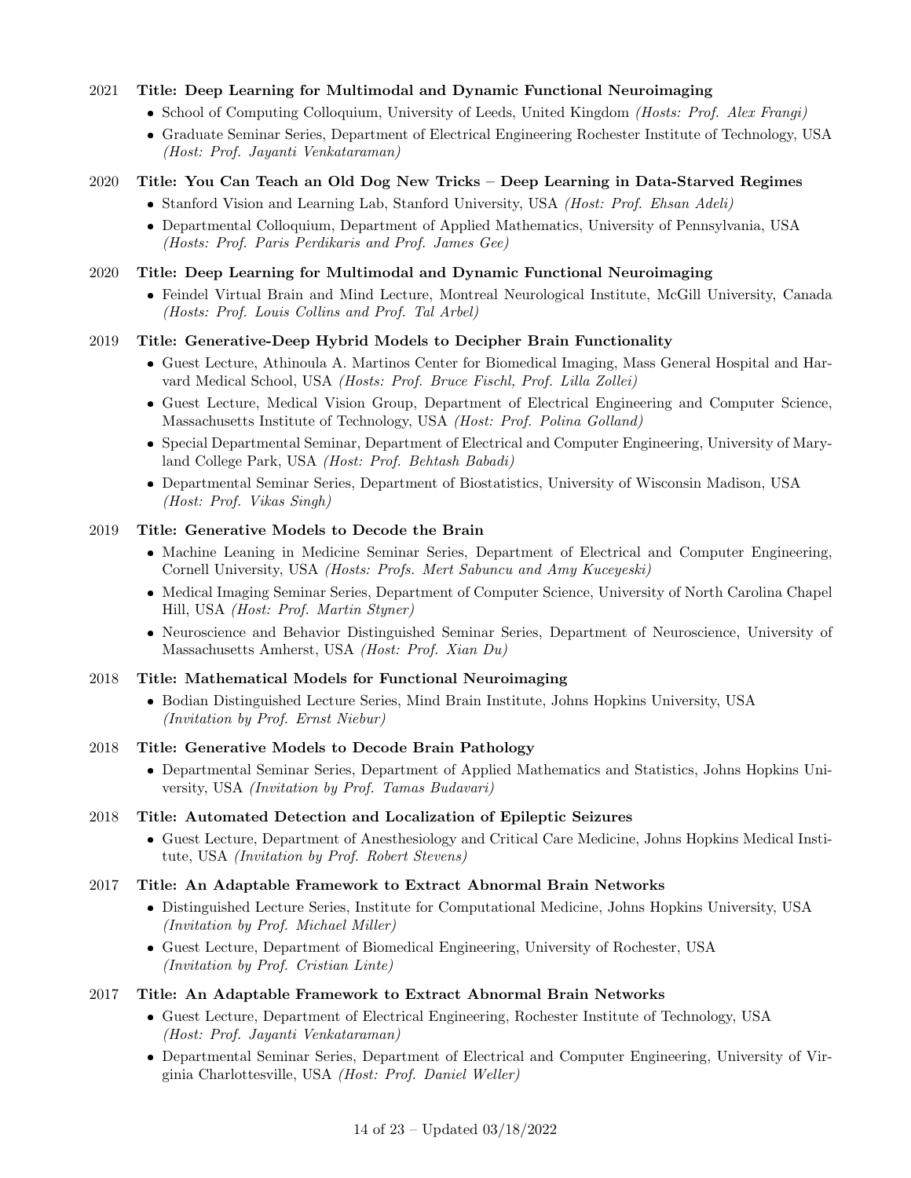2021 **Title: Deep Learning for Multimodal and Dynamic Functional Neuroimaging**

- School of Computing Colloquium, University of Leeds, United Kingdom *(Hosts: Prof. Alex Frangi)*
- Graduate Seminar Series, Department of Electrical Engineering Rochester Institute of Technology, USA *(Host: Prof. Jayanti Venkataraman)*

2020 **Title: You Can Teach an Old Dog New Tricks – Deep Learning in Data-Starved Regimes**

- Stanford Vision and Learning Lab, Stanford University, USA *(Host: Prof. Ehsan Adeli)*
- Departmental Colloquium, Department of Applied Mathematics, University of Pennsylvania, USA *(Hosts: Prof. Paris Perdikaris and Prof. James Gee)*

2020 **Title: Deep Learning for Multimodal and Dynamic Functional Neuroimaging**

- Feindel Virtual Brain and Mind Lecture, Montreal Neurological Institute, McGill University, Canada *(Hosts: Prof. Louis Collins and Prof. Tal Arbel)*

2019 **Title: Generative-Deep Hybrid Models to Decipher Brain Functionality**

- Guest Lecture, Athinoula A. Martinos Center for Biomedical Imaging, Mass General Hospital and Harvard Medical School, USA *(Hosts: Prof. Bruce Fischl, Prof. Lilla Zollei)*
- Guest Lecture, Medical Vision Group, Department of Electrical Engineering and Computer Science, Massachusetts Institute of Technology, USA *(Host: Prof. Polina Golland)*
- Special Departmental Seminar, Department of Electrical and Computer Engineering, University of Maryland College Park, USA *(Host: Prof. Behtash Babadi)*
- Departmental Seminar Series, Department of Biostatistics, University of Wisconsin Madison, USA *(Host: Prof. Vikas Singh)*

2019 **Title: Generative Models to Decode the Brain**

- Machine Leaning in Medicine Seminar Series, Department of Electrical and Computer Engineering, Cornell University, USA *(Hosts: Profs. Mert Sabuncu and Amy Kuceyeski)*
- Medical Imaging Seminar Series, Department of Computer Science, University of North Carolina Chapel Hill, USA *(Host: Prof. Martin Styner)*
- Neuroscience and Behavior Distinguished Seminar Series, Department of Neuroscience, University of Massachusetts Amherst, USA *(Host: Prof. Xian Du)*

2018 **Title: Mathematical Models for Functional Neuroimaging**

- Bodian Distinguished Lecture Series, Mind Brain Institute, Johns Hopkins University, USA *(Invitation by Prof. Ernst Niebur)*

2018 **Title: Generative Models to Decode Brain Pathology**

- Departmental Seminar Series, Department of Applied Mathematics and Statistics, Johns Hopkins University, USA *(Invitation by Prof. Tamas Budavari)*

2018 **Title: Automated Detection and Localization of Epileptic Seizures**

- Guest Lecture, Department of Anesthesiology and Critical Care Medicine, Johns Hopkins Medical Institute, USA *(Invitation by Prof. Robert Stevens)*

2017 **Title: An Adaptable Framework to Extract Abnormal Brain Networks**

- Distinguished Lecture Series, Institute for Computational Medicine, Johns Hopkins University, USA *(Invitation by Prof. Michael Miller)*
- Guest Lecture, Department of Biomedical Engineering, University of Rochester, USA *(Invitation by Prof. Cristian Linte)*

2017 **Title: An Adaptable Framework to Extract Abnormal Brain Networks**

- Guest Lecture, Department of Electrical Engineering, Rochester Institute of Technology, USA *(Host: Prof. Jayanti Venkataraman)*
- Departmental Seminar Series, Department of Electrical and Computer Engineering, University of Virginia Charlottesville, USA *(Host: Prof. Daniel Weller)*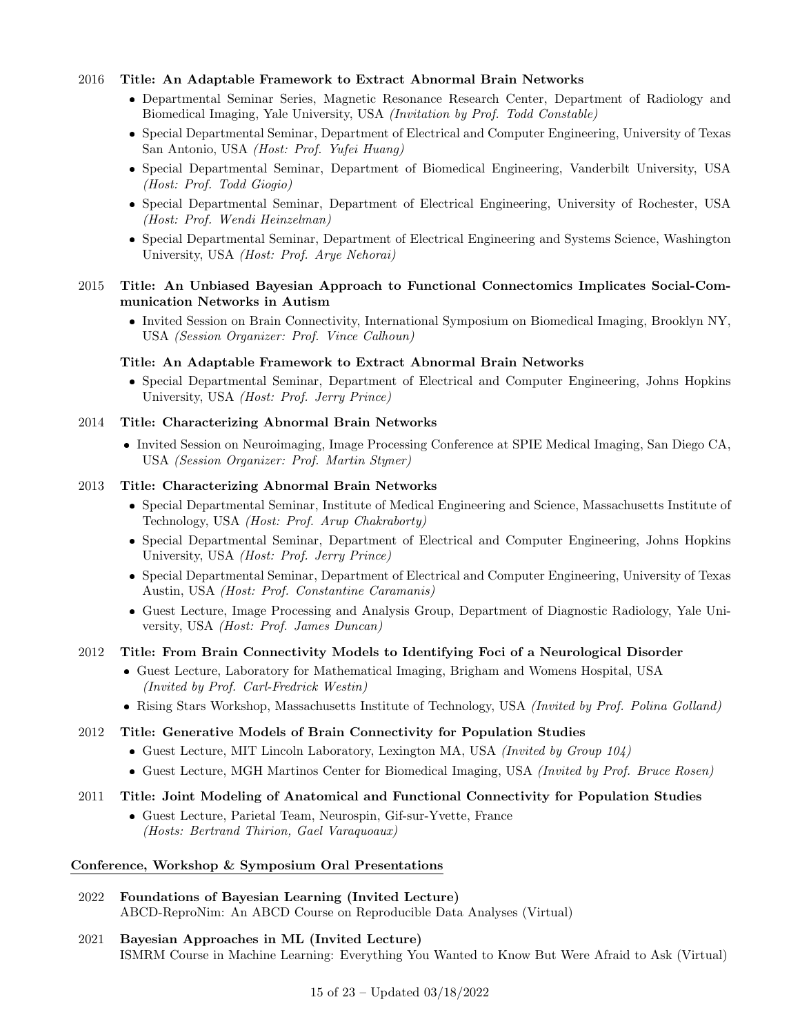2016 **Title: An Adaptable Framework to Extract Abnormal Brain Networks**

- Departmental Seminar Series, Magnetic Resonance Research Center, Department of Radiology and Biomedical Imaging, Yale University, USA *(Invitation by Prof. Todd Constable)*
- Special Departmental Seminar, Department of Electrical and Computer Engineering, University of Texas San Antonio, USA *(Host: Prof. Yufei Huang)*
- Special Departmental Seminar, Department of Biomedical Engineering, Vanderbilt University, USA *(Host: Prof. Todd Giogio)*
- Special Departmental Seminar, Department of Electrical Engineering, University of Rochester, USA *(Host: Prof. Wendi Heinzelman)*
- Special Departmental Seminar, Department of Electrical Engineering and Systems Science, Washington University, USA *(Host: Prof. Arye Nehorai)*

2015 **Title: An Unbiased Bayesian Approach to Functional Connectomics Implicates Social-Communication Networks in Autism**

- Invited Session on Brain Connectivity, International Symposium on Biomedical Imaging, Brooklyn NY, USA *(Session Organizer: Prof. Vince Calhoun)*

**Title: An Adaptable Framework to Extract Abnormal Brain Networks**

- Special Departmental Seminar, Department of Electrical and Computer Engineering, Johns Hopkins University, USA *(Host: Prof. Jerry Prince)*

2014 **Title: Characterizing Abnormal Brain Networks**

- Invited Session on Neuroimaging, Image Processing Conference at SPIE Medical Imaging, San Diego CA, USA *(Session Organizer: Prof. Martin Styner)*

2013 **Title: Characterizing Abnormal Brain Networks**

- Special Departmental Seminar, Institute of Medical Engineering and Science, Massachusetts Institute of Technology, USA *(Host: Prof. Arup Chakraborty)*
- Special Departmental Seminar, Department of Electrical and Computer Engineering, Johns Hopkins University, USA *(Host: Prof. Jerry Prince)*
- Special Departmental Seminar, Department of Electrical and Computer Engineering, University of Texas Austin, USA *(Host: Prof. Constantine Caramanis)*
- Guest Lecture, Image Processing and Analysis Group, Department of Diagnostic Radiology, Yale University, USA *(Host: Prof. James Duncan)*

2012 **Title: From Brain Connectivity Models to Identifying Foci of a Neurological Disorder**

- Guest Lecture, Laboratory for Mathematical Imaging, Brigham and Womens Hospital, USA *(Invited by Prof. Carl-Fredrick Westin)*
- Rising Stars Workshop, Massachusetts Institute of Technology, USA *(Invited by Prof. Polina Golland)*

2012 **Title: Generative Models of Brain Connectivity for Population Studies**

- Guest Lecture, MIT Lincoln Laboratory, Lexington MA, USA *(Invited by Group 104)*
- Guest Lecture, MGH Martinos Center for Biomedical Imaging, USA *(Invited by Prof. Bruce Rosen)*

2011 **Title: Joint Modeling of Anatomical and Functional Connectivity for Population Studies**

- Guest Lecture, Parietal Team, Neurospin, Gif-sur-Yvette, France *(Hosts: Bertrand Thirion, Gael Varaquoaux)*

## Conference, Workshop & Symposium Oral Presentations

2022 **Foundations of Bayesian Learning (Invited Lecture)**
ABCD-ReproNim: An ABCD Course on Reproducible Data Analyses (Virtual)

2021 **Bayesian Approaches in ML (Invited Lecture)**
ISMRM Course in Machine Learning: Everything You Wanted to Know But Were Afraid to Ask (Virtual)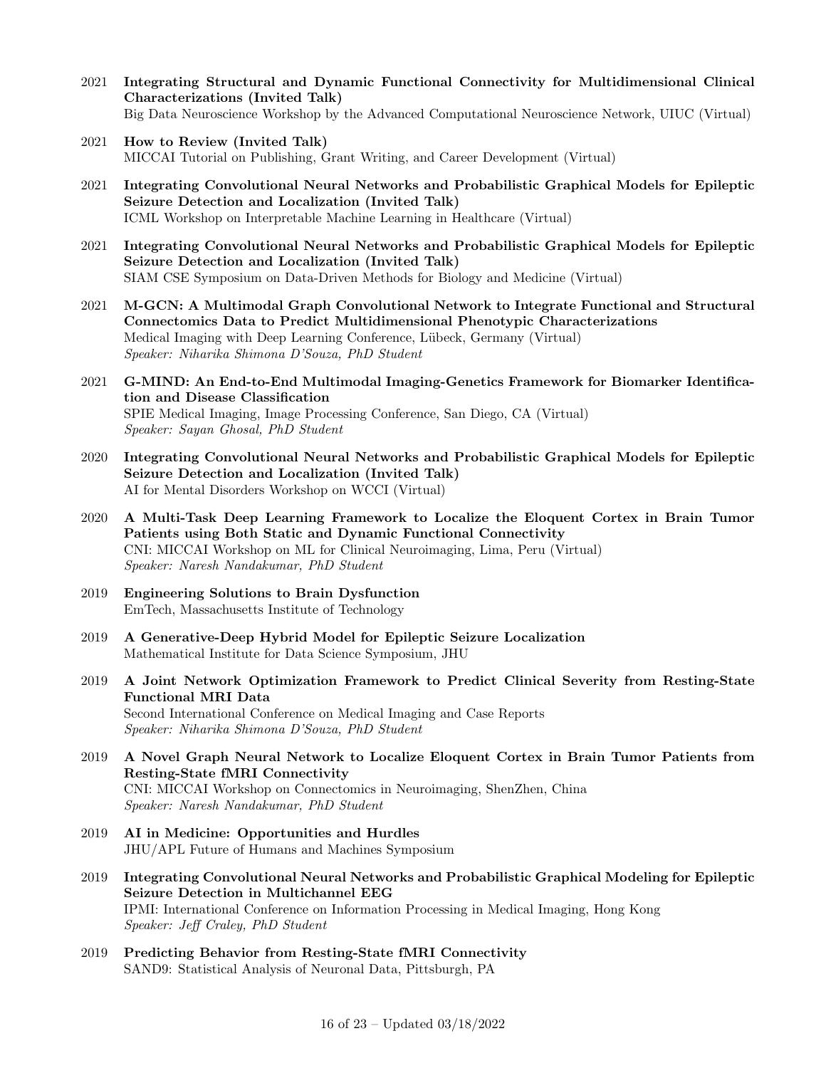2021 **Integrating Structural and Dynamic Functional Connectivity for Multidimensional Clinical Characterizations (Invited Talk)**
Big Data Neuroscience Workshop by the Advanced Computational Neuroscience Network, UIUC (Virtual)

2021 **How to Review (Invited Talk)**
MICCAI Tutorial on Publishing, Grant Writing, and Career Development (Virtual)

2021 **Integrating Convolutional Neural Networks and Probabilistic Graphical Models for Epileptic Seizure Detection and Localization (Invited Talk)**
ICML Workshop on Interpretable Machine Learning in Healthcare (Virtual)

2021 **Integrating Convolutional Neural Networks and Probabilistic Graphical Models for Epileptic Seizure Detection and Localization (Invited Talk)**
SIAM CSE Symposium on Data-Driven Methods for Biology and Medicine (Virtual)

2021 **M-GCN: A Multimodal Graph Convolutional Network to Integrate Functional and Structural Connectomics Data to Predict Multidimensional Phenotypic Characterizations**
Medical Imaging with Deep Learning Conference, Lübeck, Germany (Virtual)
*Speaker: Niharika Shimona D'Souza, PhD Student*

2021 **G-MIND: An End-to-End Multimodal Imaging-Genetics Framework for Biomarker Identification and Disease Classification**
SPIE Medical Imaging, Image Processing Conference, San Diego, CA (Virtual)
*Speaker: Sayan Ghosal, PhD Student*

2020 **Integrating Convolutional Neural Networks and Probabilistic Graphical Models for Epileptic Seizure Detection and Localization (Invited Talk)**
AI for Mental Disorders Workshop on WCCI (Virtual)

2020 **A Multi-Task Deep Learning Framework to Localize the Eloquent Cortex in Brain Tumor Patients using Both Static and Dynamic Functional Connectivity**
CNI: MICCAI Workshop on ML for Clinical Neuroimaging, Lima, Peru (Virtual)
*Speaker: Naresh Nandakumar, PhD Student*

2019 **Engineering Solutions to Brain Dysfunction**
EmTech, Massachusetts Institute of Technology

2019 **A Generative-Deep Hybrid Model for Epileptic Seizure Localization**
Mathematical Institute for Data Science Symposium, JHU

2019 **A Joint Network Optimization Framework to Predict Clinical Severity from Resting-State Functional MRI Data**
Second International Conference on Medical Imaging and Case Reports
*Speaker: Niharika Shimona D'Souza, PhD Student*

2019 **A Novel Graph Neural Network to Localize Eloquent Cortex in Brain Tumor Patients from Resting-State fMRI Connectivity**
CNI: MICCAI Workshop on Connectomics in Neuroimaging, ShenZhen, China
*Speaker: Naresh Nandakumar, PhD Student*

2019 **AI in Medicine: Opportunities and Hurdles**
JHU/APL Future of Humans and Machines Symposium

2019 **Integrating Convolutional Neural Networks and Probabilistic Graphical Modeling for Epileptic Seizure Detection in Multichannel EEG**
IPMI: International Conference on Information Processing in Medical Imaging, Hong Kong
*Speaker: Jeff Craley, PhD Student*

2019 **Predicting Behavior from Resting-State fMRI Connectivity**
SAND9: Statistical Analysis of Neuronal Data, Pittsburgh, PA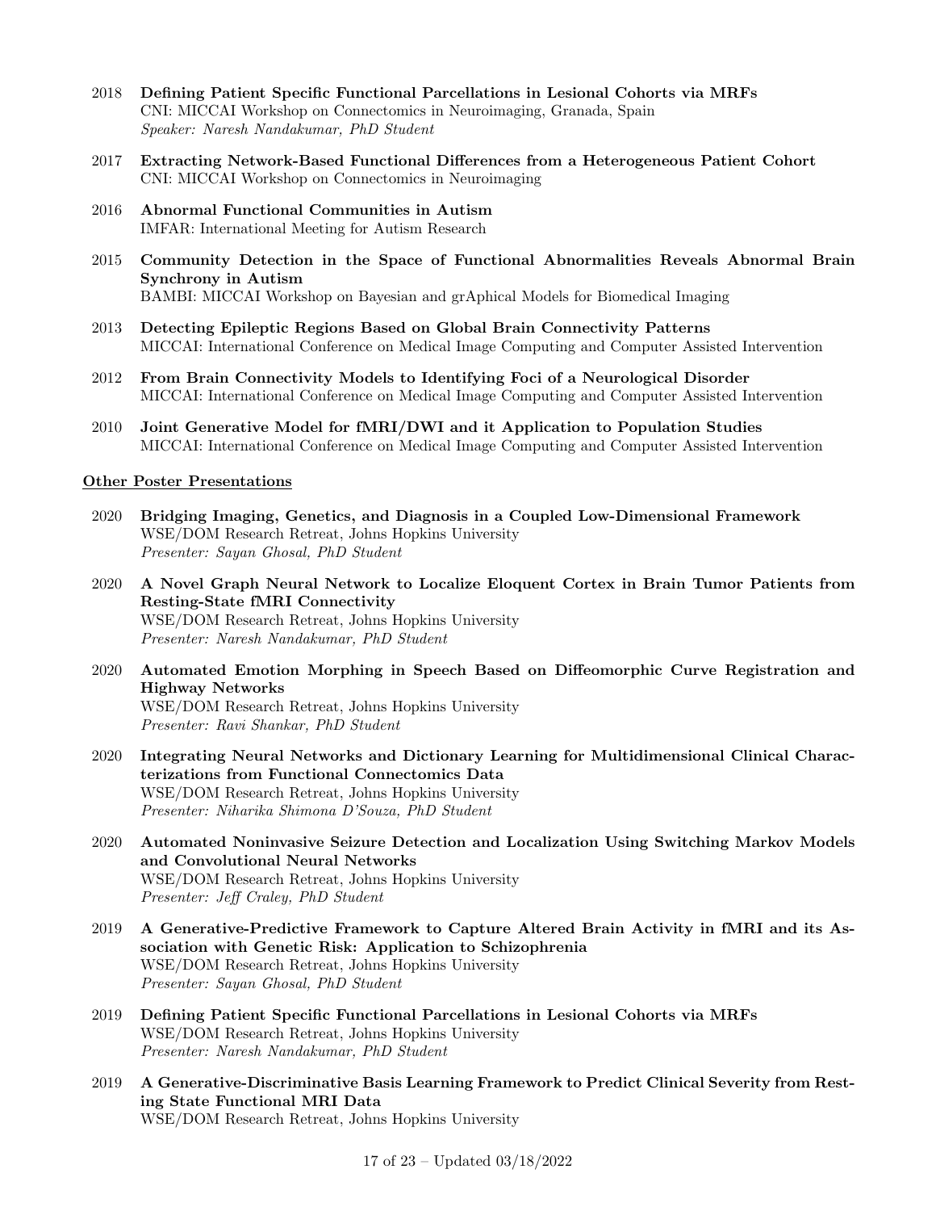2018 **Defining Patient Specific Functional Parcellations in Lesional Cohorts via MRFs**
CNI: MICCAI Workshop on Connectomics in Neuroimaging, Granada, Spain
*Speaker: Naresh Nandakumar, PhD Student*

2017 **Extracting Network-Based Functional Differences from a Heterogeneous Patient Cohort**
CNI: MICCAI Workshop on Connectomics in Neuroimaging

2016 **Abnormal Functional Communities in Autism**
IMFAR: International Meeting for Autism Research

2015 **Community Detection in the Space of Functional Abnormalities Reveals Abnormal Brain Synchrony in Autism**
BAMBI: MICCAI Workshop on Bayesian and grAphical Models for Biomedical Imaging

2013 **Detecting Epileptic Regions Based on Global Brain Connectivity Patterns**
MICCAI: International Conference on Medical Image Computing and Computer Assisted Intervention

2012 **From Brain Connectivity Models to Identifying Foci of a Neurological Disorder**
MICCAI: International Conference on Medical Image Computing and Computer Assisted Intervention

2010 **Joint Generative Model for fMRI/DWI and it Application to Population Studies**
MICCAI: International Conference on Medical Image Computing and Computer Assisted Intervention

**Other Poster Presentations**

2020 **Bridging Imaging, Genetics, and Diagnosis in a Coupled Low-Dimensional Framework**
WSE/DOM Research Retreat, Johns Hopkins University
*Presenter: Sayan Ghosal, PhD Student*

2020 **A Novel Graph Neural Network to Localize Eloquent Cortex in Brain Tumor Patients from Resting-State fMRI Connectivity**
WSE/DOM Research Retreat, Johns Hopkins University
*Presenter: Naresh Nandakumar, PhD Student*

2020 **Automated Emotion Morphing in Speech Based on Diffeomorphic Curve Registration and Highway Networks**
WSE/DOM Research Retreat, Johns Hopkins University
*Presenter: Ravi Shankar, PhD Student*

2020 **Integrating Neural Networks and Dictionary Learning for Multidimensional Clinical Characterizations from Functional Connectomics Data**
WSE/DOM Research Retreat, Johns Hopkins University
*Presenter: Niharika Shimona D'Souza, PhD Student*

2020 **Automated Noninvasive Seizure Detection and Localization Using Switching Markov Models and Convolutional Neural Networks**
WSE/DOM Research Retreat, Johns Hopkins University
*Presenter: Jeff Craley, PhD Student*

2019 **A Generative-Predictive Framework to Capture Altered Brain Activity in fMRI and its Association with Genetic Risk: Application to Schizophrenia**
WSE/DOM Research Retreat, Johns Hopkins University
*Presenter: Sayan Ghosal, PhD Student*

2019 **Defining Patient Specific Functional Parcellations in Lesional Cohorts via MRFs**
WSE/DOM Research Retreat, Johns Hopkins University
*Presenter: Naresh Nandakumar, PhD Student*

2019 **A Generative-Discriminative Basis Learning Framework to Predict Clinical Severity from Resting State Functional MRI Data**
WSE/DOM Research Retreat, Johns Hopkins University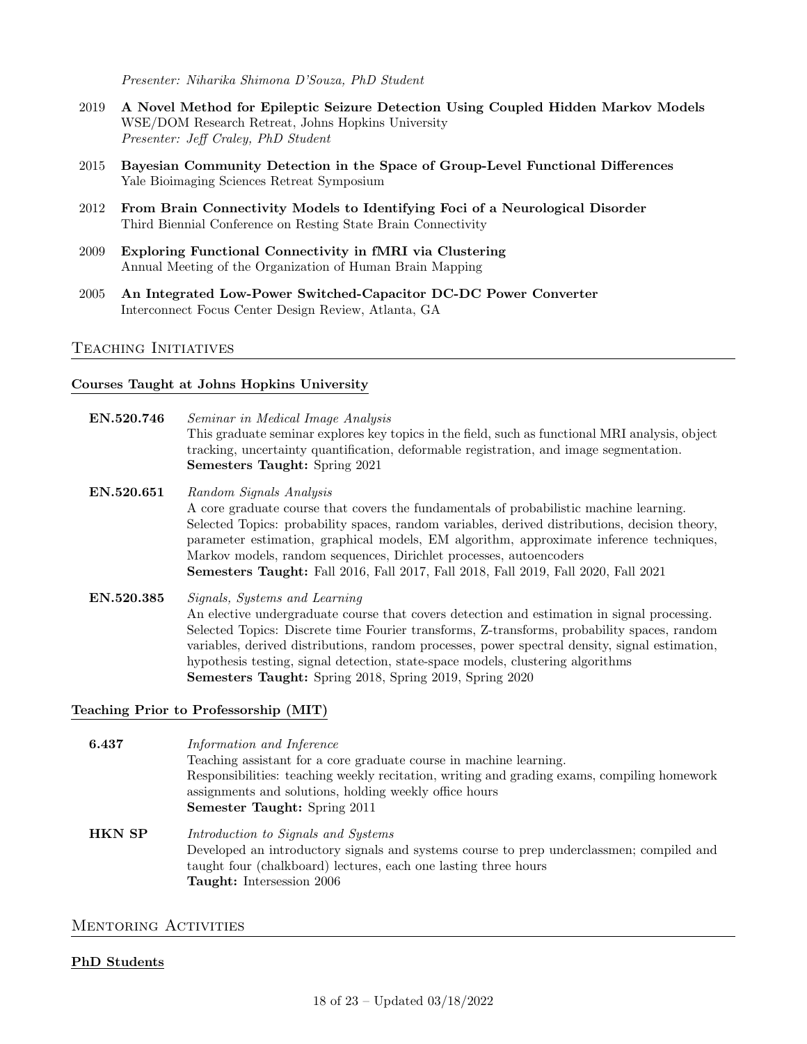*Presenter: Niharika Shimona D'Souza, PhD Student*

2019 **A Novel Method for Epileptic Seizure Detection Using Coupled Hidden Markov Models**
WSE/DOM Research Retreat, Johns Hopkins University
*Presenter: Jeff Craley, PhD Student*

2015 **Bayesian Community Detection in the Space of Group-Level Functional Differences**
Yale Bioimaging Sciences Retreat Symposium

2012 **From Brain Connectivity Models to Identifying Foci of a Neurological Disorder**
Third Biennial Conference on Resting State Brain Connectivity

2009 **Exploring Functional Connectivity in fMRI via Clustering**
Annual Meeting of the Organization of Human Brain Mapping

2005 **An Integrated Low-Power Switched-Capacitor DC-DC Power Converter**
Interconnect Focus Center Design Review, Atlanta, GA

## Teaching Initiatives

### Courses Taught at Johns Hopkins University

**EN.520.746** *Seminar in Medical Image Analysis*
This graduate seminar explores key topics in the field, such as functional MRI analysis, object tracking, uncertainty quantification, deformable registration, and image segmentation.
**Semesters Taught:** Spring 2021

**EN.520.651** *Random Signals Analysis*
A core graduate course that covers the fundamentals of probabilistic machine learning.
Selected Topics: probability spaces, random variables, derived distributions, decision theory, parameter estimation, graphical models, EM algorithm, approximate inference techniques, Markov models, random sequences, Dirichlet processes, autoencoders
**Semesters Taught:** Fall 2016, Fall 2017, Fall 2018, Fall 2019, Fall 2020, Fall 2021

**EN.520.385** *Signals, Systems and Learning*
An elective undergraduate course that covers detection and estimation in signal processing.
Selected Topics: Discrete time Fourier transforms, Z-transforms, probability spaces, random variables, derived distributions, random processes, power spectral density, signal estimation, hypothesis testing, signal detection, state-space models, clustering algorithms
**Semesters Taught:** Spring 2018, Spring 2019, Spring 2020

### Teaching Prior to Professorship (MIT)

**6.437** *Information and Inference*
Teaching assistant for a core graduate course in machine learning.
Responsibilities: teaching weekly recitation, writing and grading exams, compiling homework assignments and solutions, holding weekly office hours
**Semester Taught:** Spring 2011

**HKN SP** *Introduction to Signals and Systems*
Developed an introductory signals and systems course to prep underclassmen; compiled and taught four (chalkboard) lectures, each one lasting three hours
**Taught:** Intersession 2006

## Mentoring Activities

### PhD Students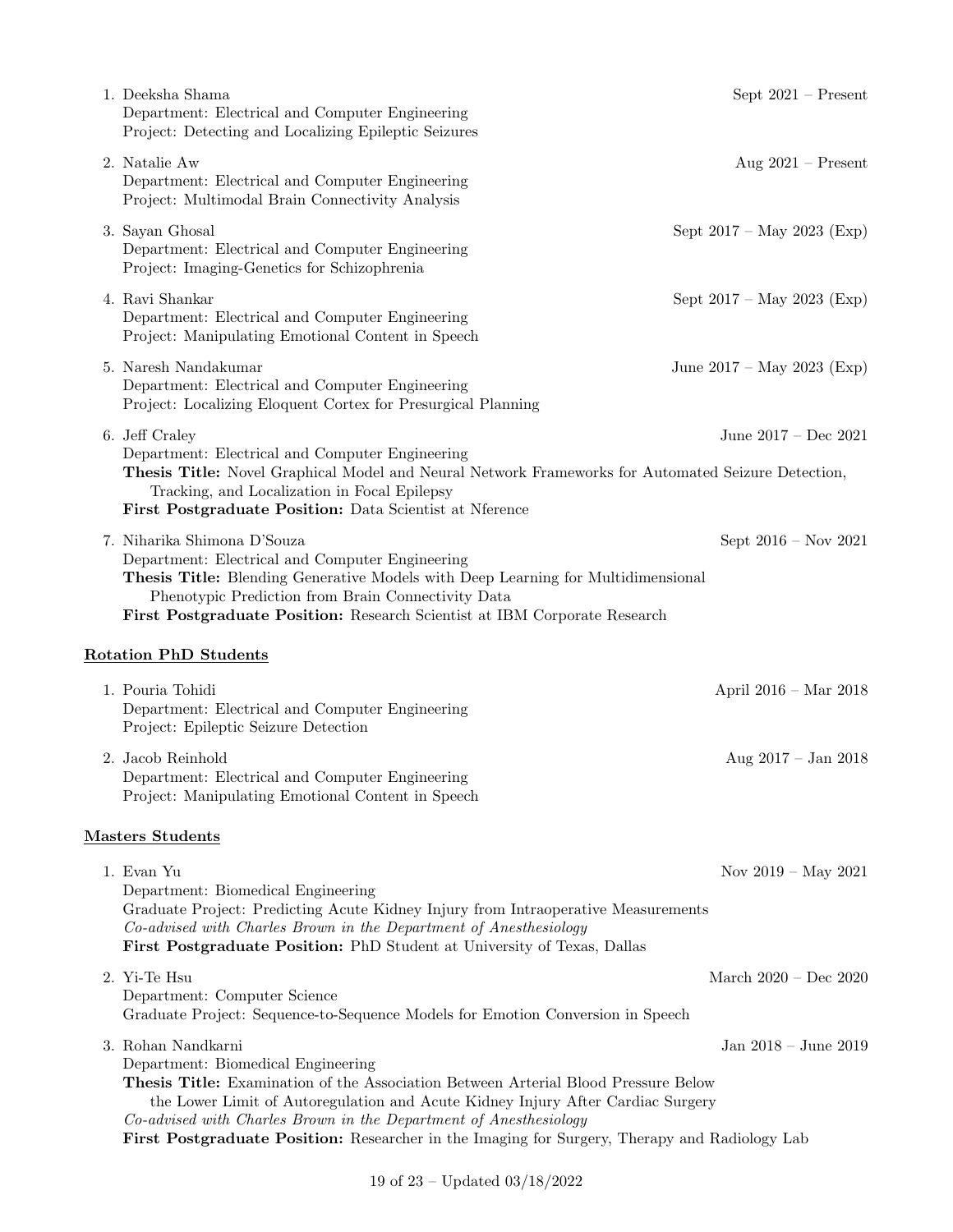1. Deeksha Shama — Sept 2021 – Present
   Department: Electrical and Computer Engineering
   Project: Detecting and Localizing Epileptic Seizures

2. Natalie Aw — Aug 2021 – Present
   Department: Electrical and Computer Engineering
   Project: Multimodal Brain Connectivity Analysis

3. Sayan Ghosal — Sept 2017 – May 2023 (Exp)
   Department: Electrical and Computer Engineering
   Project: Imaging-Genetics for Schizophrenia

4. Ravi Shankar — Sept 2017 – May 2023 (Exp)
   Department: Electrical and Computer Engineering
   Project: Manipulating Emotional Content in Speech

5. Naresh Nandakumar — June 2017 – May 2023 (Exp)
   Department: Electrical and Computer Engineering
   Project: Localizing Eloquent Cortex for Presurgical Planning

6. Jeff Craley — June 2017 – Dec 2021
   Department: Electrical and Computer Engineering
   **Thesis Title:** Novel Graphical Model and Neural Network Frameworks for Automated Seizure Detection, Tracking, and Localization in Focal Epilepsy
   **First Postgraduate Position:** Data Scientist at Nference

7. Niharika Shimona D'Souza — Sept 2016 – Nov 2021
   Department: Electrical and Computer Engineering
   **Thesis Title:** Blending Generative Models with Deep Learning for Multidimensional Phenotypic Prediction from Brain Connectivity Data
   **First Postgraduate Position:** Research Scientist at IBM Corporate Research

**Rotation PhD Students**

1. Pouria Tohidi — April 2016 – Mar 2018
   Department: Electrical and Computer Engineering
   Project: Epileptic Seizure Detection

2. Jacob Reinhold — Aug 2017 – Jan 2018
   Department: Electrical and Computer Engineering
   Project: Manipulating Emotional Content in Speech

**Masters Students**

1. Evan Yu — Nov 2019 – May 2021
   Department: Biomedical Engineering
   Graduate Project: Predicting Acute Kidney Injury from Intraoperative Measurements
   *Co-advised with Charles Brown in the Department of Anesthesiology*
   **First Postgraduate Position:** PhD Student at University of Texas, Dallas

2. Yi-Te Hsu — March 2020 – Dec 2020
   Department: Computer Science
   Graduate Project: Sequence-to-Sequence Models for Emotion Conversion in Speech

3. Rohan Nandkarni — Jan 2018 – June 2019
   Department: Biomedical Engineering
   **Thesis Title:** Examination of the Association Between Arterial Blood Pressure Below the Lower Limit of Autoregulation and Acute Kidney Injury After Cardiac Surgery
   *Co-advised with Charles Brown in the Department of Anesthesiology*
   **First Postgraduate Position:** Researcher in the Imaging for Surgery, Therapy and Radiology Lab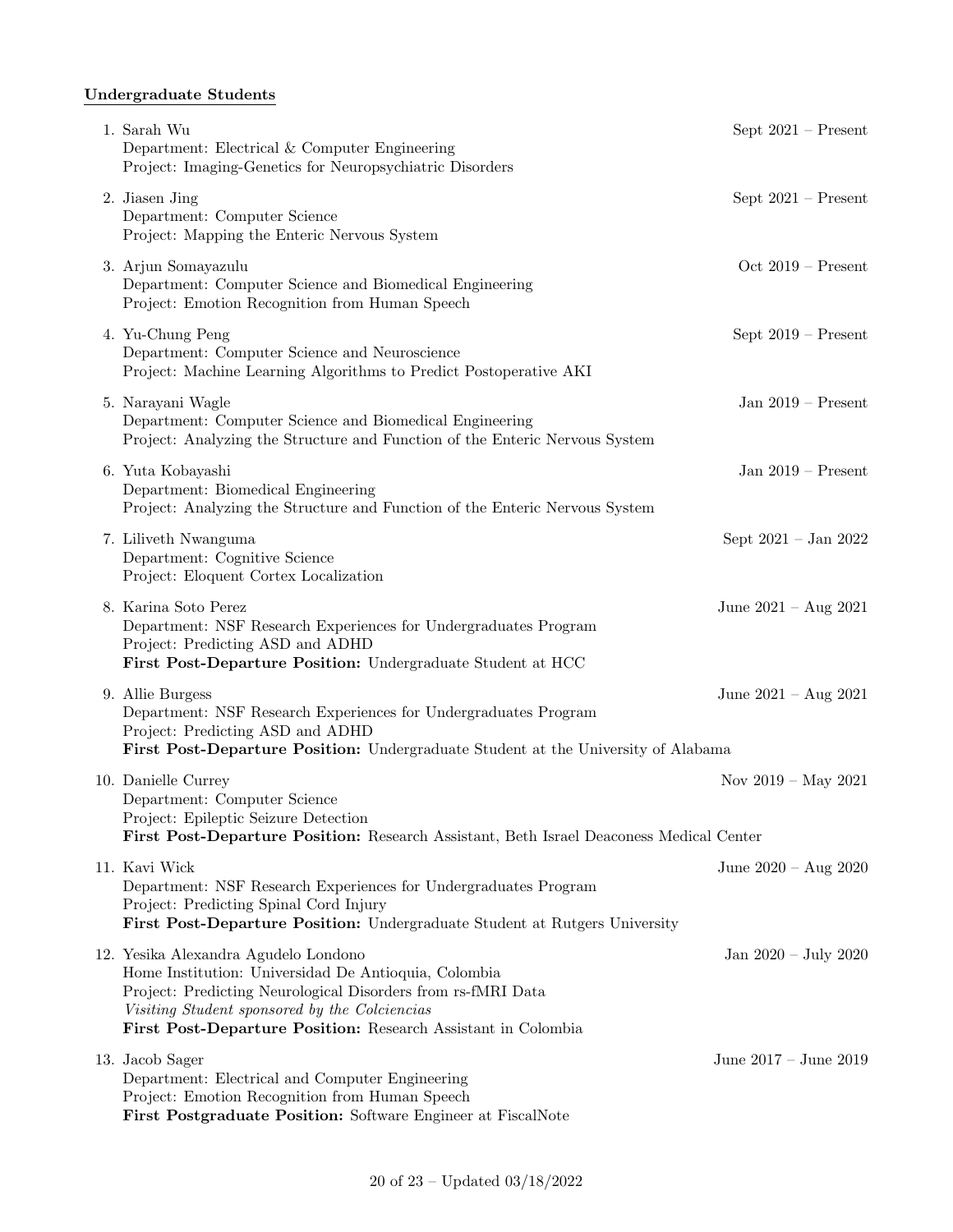**Undergraduate Students**

1. Sarah Wu — Sept 2021 – Present
   Department: Electrical & Computer Engineering
   Project: Imaging-Genetics for Neuropsychiatric Disorders

2. Jiasen Jing — Sept 2021 – Present
   Department: Computer Science
   Project: Mapping the Enteric Nervous System

3. Arjun Somayazulu — Oct 2019 – Present
   Department: Computer Science and Biomedical Engineering
   Project: Emotion Recognition from Human Speech

4. Yu-Chung Peng — Sept 2019 – Present
   Department: Computer Science and Neuroscience
   Project: Machine Learning Algorithms to Predict Postoperative AKI

5. Narayani Wagle — Jan 2019 – Present
   Department: Computer Science and Biomedical Engineering
   Project: Analyzing the Structure and Function of the Enteric Nervous System

6. Yuta Kobayashi — Jan 2019 – Present
   Department: Biomedical Engineering
   Project: Analyzing the Structure and Function of the Enteric Nervous System

7. Liliveth Nwanguma — Sept 2021 – Jan 2022
   Department: Cognitive Science
   Project: Eloquent Cortex Localization

8. Karina Soto Perez — June 2021 – Aug 2021
   Department: NSF Research Experiences for Undergraduates Program
   Project: Predicting ASD and ADHD
   **First Post-Departure Position:** Undergraduate Student at HCC

9. Allie Burgess — June 2021 – Aug 2021
   Department: NSF Research Experiences for Undergraduates Program
   Project: Predicting ASD and ADHD
   **First Post-Departure Position:** Undergraduate Student at the University of Alabama

10. Danielle Currey — Nov 2019 – May 2021
    Department: Computer Science
    Project: Epileptic Seizure Detection
    **First Post-Departure Position:** Research Assistant, Beth Israel Deaconess Medical Center

11. Kavi Wick — June 2020 – Aug 2020
    Department: NSF Research Experiences for Undergraduates Program
    Project: Predicting Spinal Cord Injury
    **First Post-Departure Position:** Undergraduate Student at Rutgers University

12. Yesika Alexandra Agudelo Londono — Jan 2020 – July 2020
    Home Institution: Universidad De Antioquia, Colombia
    Project: Predicting Neurological Disorders from rs-fMRI Data
    *Visiting Student sponsored by the Colciencias*
    **First Post-Departure Position:** Research Assistant in Colombia

13. Jacob Sager — June 2017 – June 2019
    Department: Electrical and Computer Engineering
    Project: Emotion Recognition from Human Speech
    **First Postgraduate Position:** Software Engineer at FiscalNote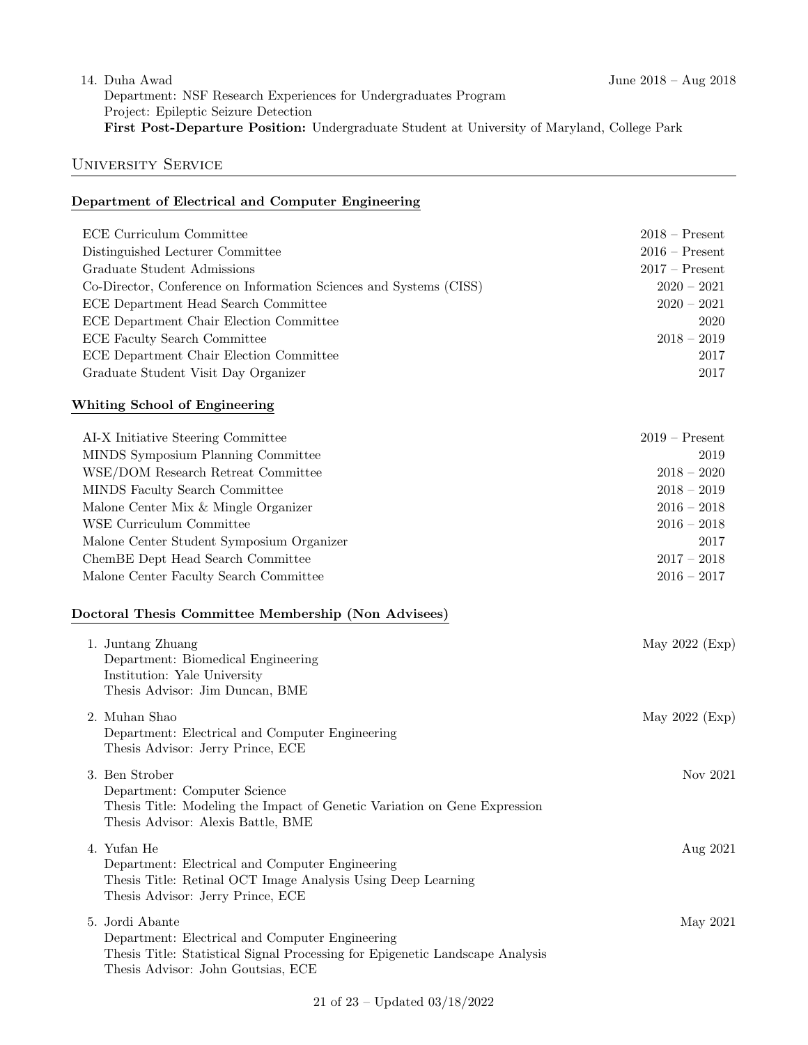14. Duha Awad — June 2018 – Aug 2018
    Department: NSF Research Experiences for Undergraduates Program
    Project: Epileptic Seizure Detection
    **First Post-Departure Position:** Undergraduate Student at University of Maryland, College Park

## University Service

### Department of Electrical and Computer Engineering

| | |
|---|---|
| ECE Curriculum Committee | 2018 – Present |
| Distinguished Lecturer Committee | 2016 – Present |
| Graduate Student Admissions | 2017 – Present |
| Co-Director, Conference on Information Sciences and Systems (CISS) | 2020 – 2021 |
| ECE Department Head Search Committee | 2020 – 2021 |
| ECE Department Chair Election Committee | 2020 |
| ECE Faculty Search Committee | 2018 – 2019 |
| ECE Department Chair Election Committee | 2017 |
| Graduate Student Visit Day Organizer | 2017 |

### Whiting School of Engineering

| | |
|---|---|
| AI-X Initiative Steering Committee | 2019 – Present |
| MINDS Symposium Planning Committee | 2019 |
| WSE/DOM Research Retreat Committee | 2018 – 2020 |
| MINDS Faculty Search Committee | 2018 – 2019 |
| Malone Center Mix & Mingle Organizer | 2016 – 2018 |
| WSE Curriculum Committee | 2016 – 2018 |
| Malone Center Student Symposium Organizer | 2017 |
| ChemBE Dept Head Search Committee | 2017 – 2018 |
| Malone Center Faculty Search Committee | 2016 – 2017 |

### Doctoral Thesis Committee Membership (Non Advisees)

1. Juntang Zhuang — May 2022 (Exp)
   Department: Biomedical Engineering
   Institution: Yale University
   Thesis Advisor: Jim Duncan, BME

2. Muhan Shao — May 2022 (Exp)
   Department: Electrical and Computer Engineering
   Thesis Advisor: Jerry Prince, ECE

3. Ben Strober — Nov 2021
   Department: Computer Science
   Thesis Title: Modeling the Impact of Genetic Variation on Gene Expression
   Thesis Advisor: Alexis Battle, BME

4. Yufan He — Aug 2021
   Department: Electrical and Computer Engineering
   Thesis Title: Retinal OCT Image Analysis Using Deep Learning
   Thesis Advisor: Jerry Prince, ECE

5. Jordi Abante — May 2021
   Department: Electrical and Computer Engineering
   Thesis Title: Statistical Signal Processing for Epigenetic Landscape Analysis
   Thesis Advisor: John Goutsias, ECE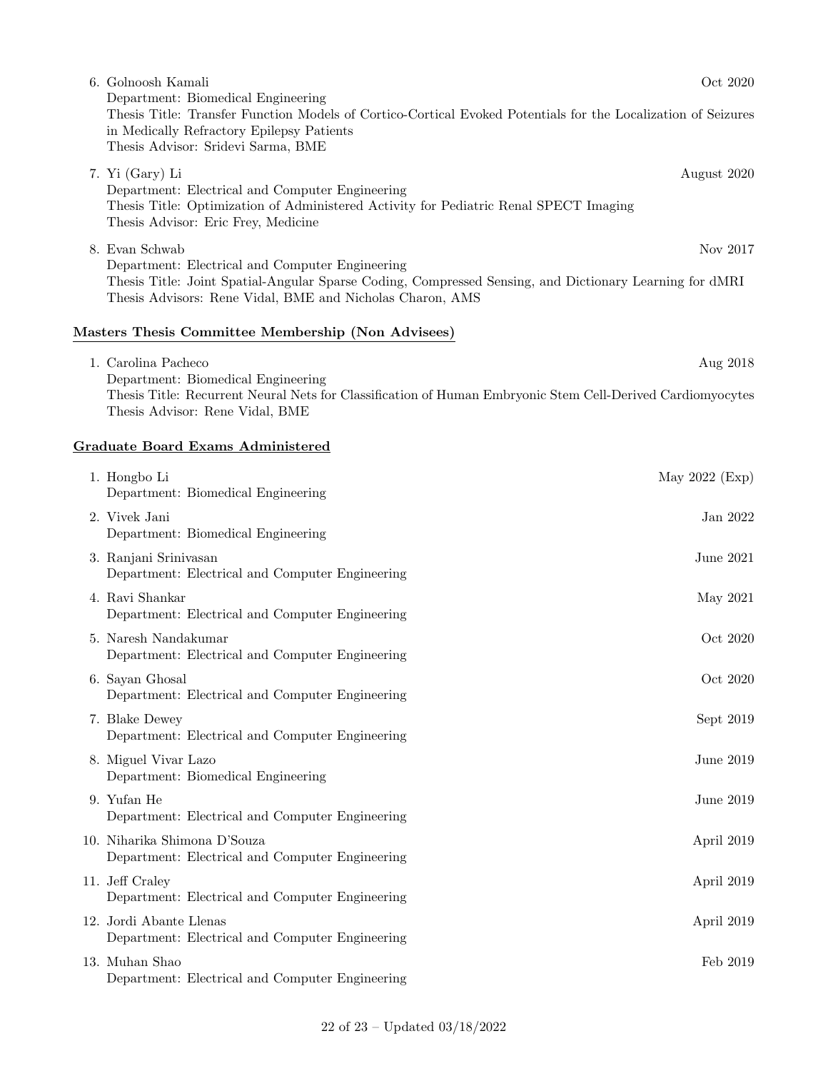6. Golnoosh Kamali — Oct 2020
   Department: Biomedical Engineering
   Thesis Title: Transfer Function Models of Cortico-Cortical Evoked Potentials for the Localization of Seizures in Medically Refractory Epilepsy Patients
   Thesis Advisor: Sridevi Sarma, BME

7. Yi (Gary) Li — August 2020
   Department: Electrical and Computer Engineering
   Thesis Title: Optimization of Administered Activity for Pediatric Renal SPECT Imaging
   Thesis Advisor: Eric Frey, Medicine

8. Evan Schwab — Nov 2017
   Department: Electrical and Computer Engineering
   Thesis Title: Joint Spatial-Angular Sparse Coding, Compressed Sensing, and Dictionary Learning for dMRI
   Thesis Advisors: Rene Vidal, BME and Nicholas Charon, AMS

## Masters Thesis Committee Membership (Non Advisees)

1. Carolina Pacheco — Aug 2018
   Department: Biomedical Engineering
   Thesis Title: Recurrent Neural Nets for Classification of Human Embryonic Stem Cell-Derived Cardiomyocytes
   Thesis Advisor: Rene Vidal, BME

## Graduate Board Exams Administered

1. Hongbo Li — May 2022 (Exp)
   Department: Biomedical Engineering
2. Vivek Jani — Jan 2022
   Department: Biomedical Engineering
3. Ranjani Srinivasan — June 2021
   Department: Electrical and Computer Engineering
4. Ravi Shankar — May 2021
   Department: Electrical and Computer Engineering
5. Naresh Nandakumar — Oct 2020
   Department: Electrical and Computer Engineering
6. Sayan Ghosal — Oct 2020
   Department: Electrical and Computer Engineering
7. Blake Dewey — Sept 2019
   Department: Electrical and Computer Engineering
8. Miguel Vivar Lazo — June 2019
   Department: Biomedical Engineering
9. Yufan He — June 2019
   Department: Electrical and Computer Engineering
10. Niharika Shimona D'Souza — April 2019
    Department: Electrical and Computer Engineering
11. Jeff Craley — April 2019
    Department: Electrical and Computer Engineering
12. Jordi Abante Llenas — April 2019
    Department: Electrical and Computer Engineering
13. Muhan Shao — Feb 2019
    Department: Electrical and Computer Engineering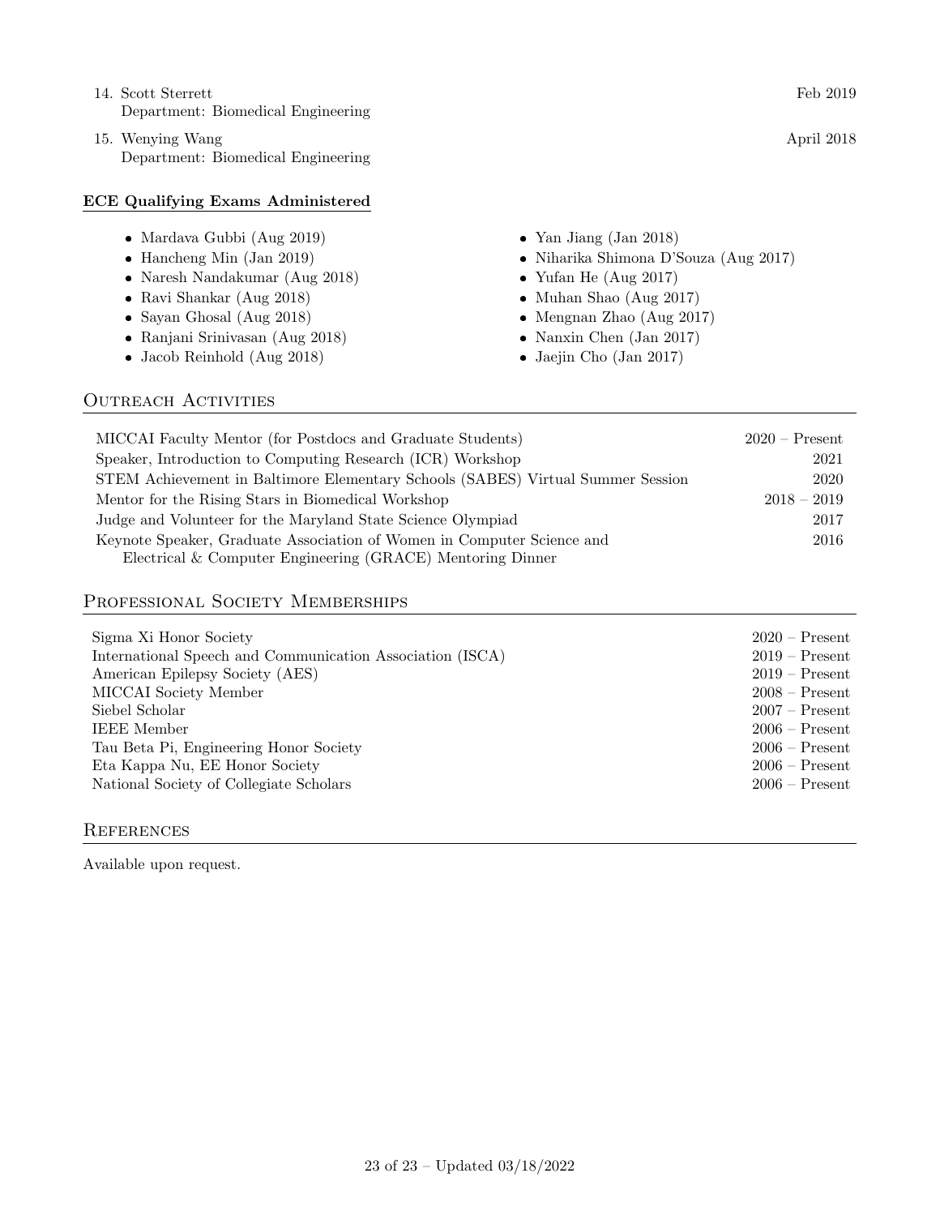14. Scott Sterrett — Feb 2019
    Department: Biomedical Engineering
15. Wenying Wang — April 2018
    Department: Biomedical Engineering

**ECE Qualifying Exams Administered**

- Mardava Gubbi (Aug 2019)
- Hancheng Min (Jan 2019)
- Naresh Nandakumar (Aug 2018)
- Ravi Shankar (Aug 2018)
- Sayan Ghosal (Aug 2018)
- Ranjani Srinivasan (Aug 2018)
- Jacob Reinhold (Aug 2018)
- Yan Jiang (Jan 2018)
- Niharika Shimona D'Souza (Aug 2017)
- Yufan He (Aug 2017)
- Muhan Shao (Aug 2017)
- Mengnan Zhao (Aug 2017)
- Nanxin Chen (Jan 2017)
- Jaejin Cho (Jan 2017)

## Outreach Activities

| | |
|---|---|
| MICCAI Faculty Mentor (for Postdocs and Graduate Students) | 2020 – Present |
| Speaker, Introduction to Computing Research (ICR) Workshop | 2021 |
| STEM Achievement in Baltimore Elementary Schools (SABES) Virtual Summer Session | 2020 |
| Mentor for the Rising Stars in Biomedical Workshop | 2018 – 2019 |
| Judge and Volunteer for the Maryland State Science Olympiad | 2017 |
| Keynote Speaker, Graduate Association of Women in Computer Science and Electrical & Computer Engineering (GRACE) Mentoring Dinner | 2016 |

## Professional Society Memberships

| | |
|---|---|
| Sigma Xi Honor Society | 2020 – Present |
| International Speech and Communication Association (ISCA) | 2019 – Present |
| American Epilepsy Society (AES) | 2019 – Present |
| MICCAI Society Member | 2008 – Present |
| Siebel Scholar | 2007 – Present |
| IEEE Member | 2006 – Present |
| Tau Beta Pi, Engineering Honor Society | 2006 – Present |
| Eta Kappa Nu, EE Honor Society | 2006 – Present |
| National Society of Collegiate Scholars | 2006 – Present |

## References

Available upon request.